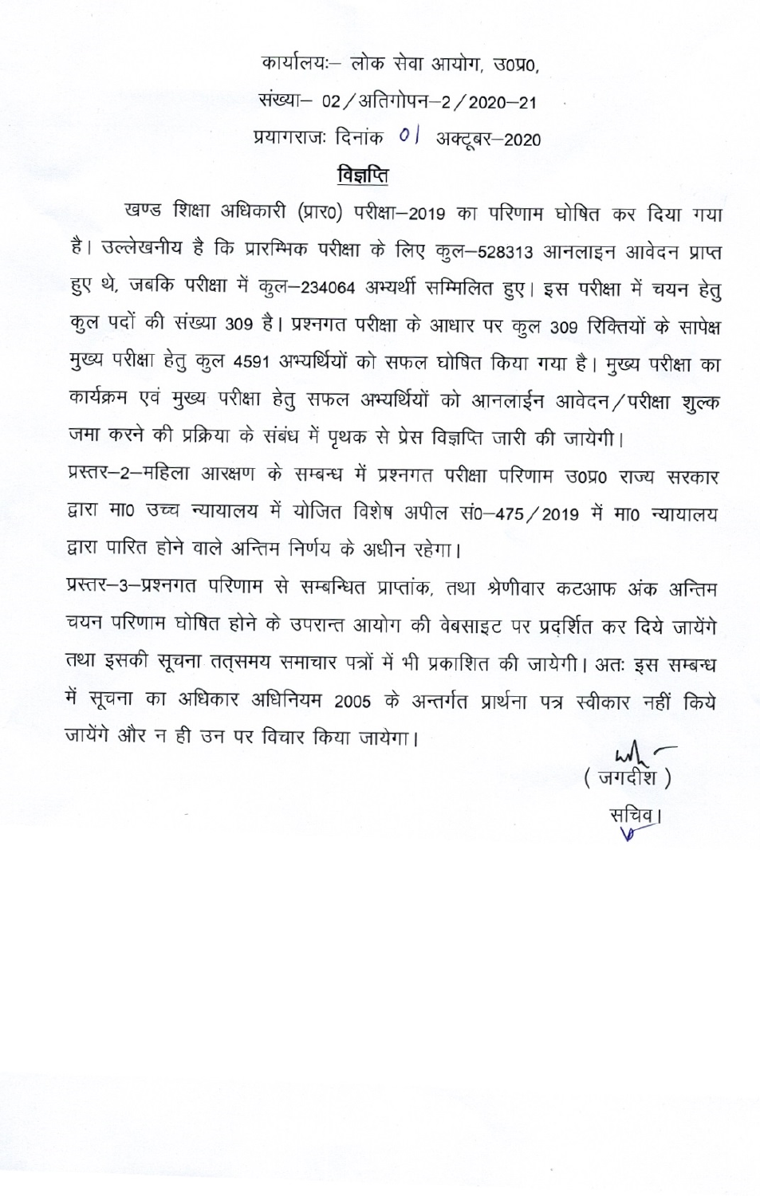कार्यालयः– लोक सेवा आयोग, उ0प्र0,

संख्या– 02/अतिगोपन–2/2020–21

प्रयागराजः दिनांक 01 अक्टूबर–2020

## विज्ञप्ति

खण्ड शिक्षा अधिकारी (प्रार0) परीक्षा–2019 का परिणाम घोषित कर दिया गया है। उल्लेखनीय है कि प्रारम्भिक परीक्षा के लिए कुल–528313 आनलाइन आवेदन प्राप्त हुए थे, जबकि परीक्षा में कुल–234064 अभ्यर्थी सम्मिलित हुए। इस परीक्षा में चयन हेतु कुल पदों की संख्या 309 है। प्रश्नगत परीक्षा के आधार पर कुल 309 रिक्तियों के सापेक्ष मुख्य परीक्षा हेतु कुल 4591 अभ्यर्थियों को सफल घोषित किया गया है। मुख्य परीक्षा का कार्यक्रम एवं मुख्य परीक्षा हेतु सफल अभ्यर्थियों को आनलाईन आवेदन/परीक्षा शुल्क जमा करने की प्रक्रिया के संबंध में पृथक से प्रेस विज्ञप्ति जारी की जायेगी।

प्रस्तर–2–महिला आरक्षण के सम्बन्ध में प्रश्नगत परीक्षा परिणाम उ0प्र0 राज्य सरकार द्वारा मा0 उच्च न्यायालय में योजित विशेष अपील सं0–475/2019 में मा0 न्यायालय द्वारा पारित होने वाले अन्तिम निर्णय के अधीन रहेगा।

प्रस्तर–3–प्रश्नगत परिणाम से सम्बन्धित प्राप्तांक, तथा श्रेणीवार कटआफ अंक अन्तिम चयन परिणाम घोषित होने के उपरान्त आयोग की वेबसाइट पर प्रदर्शित कर दिये जायेंगे तथा इसकी सूचना तत्समय समाचार पत्रों में भी प्रकाशित की जायेगी। अतः इस सम्बन्ध में सूचना का अधिकार अधिनियम 2005 के अन्तर्गत प्रार्थना पत्र स्वीकार नहीं किये जायेंगे और न ही उन पर विचार किया जायेगा।

( जगदीश )

सचिव।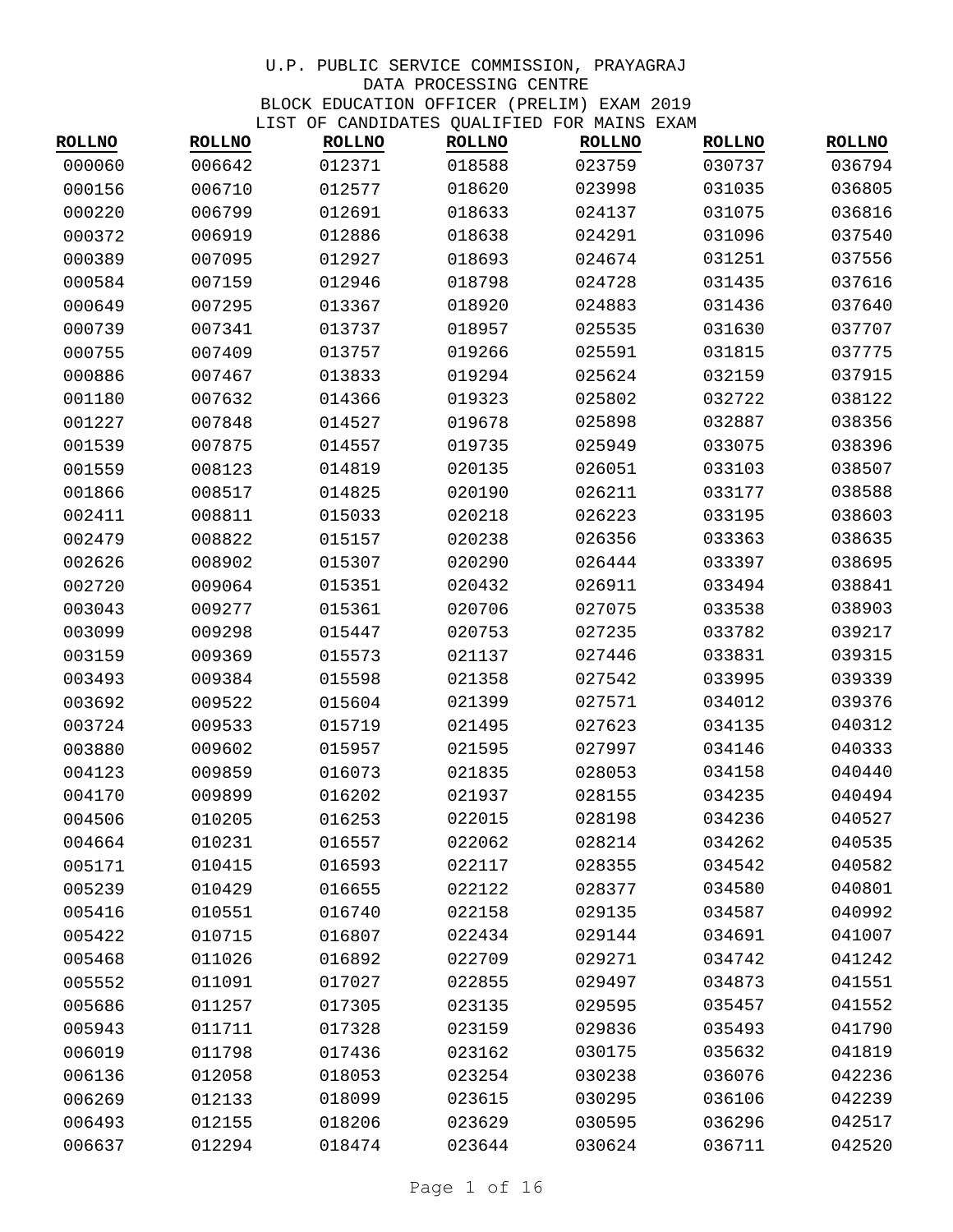U.P. PUBLIC SERVICE COMMISSION, PRAYAGRAJ
DATA PROCESSING CENTRE
BLOCK EDUCATION OFFICER (PRELIM) EXAM 2019
LIST OF CANDIDATES QUALIFIED FOR MAINS EXAM

| ROLLNO | ROLLNO | ROLLNO | ROLLNO | ROLLNO | ROLLNO | ROLLNO |
|---|---|---|---|---|---|---|
| 000060 | 006642 | 012371 | 018588 | 023759 | 030737 | 036794 |
| 000156 | 006710 | 012577 | 018620 | 023998 | 031035 | 036805 |
| 000220 | 006799 | 012691 | 018633 | 024137 | 031075 | 036816 |
| 000372 | 006919 | 012886 | 018638 | 024291 | 031096 | 037540 |
| 000389 | 007095 | 012927 | 018693 | 024674 | 031251 | 037556 |
| 000584 | 007159 | 012946 | 018798 | 024728 | 031435 | 037616 |
| 000649 | 007295 | 013367 | 018920 | 024883 | 031436 | 037640 |
| 000739 | 007341 | 013737 | 018957 | 025535 | 031630 | 037707 |
| 000755 | 007409 | 013757 | 019266 | 025591 | 031815 | 037775 |
| 000886 | 007467 | 013833 | 019294 | 025624 | 032159 | 037915 |
| 001180 | 007632 | 014366 | 019323 | 025802 | 032722 | 038122 |
| 001227 | 007848 | 014527 | 019678 | 025898 | 032887 | 038356 |
| 001539 | 007875 | 014557 | 019735 | 025949 | 033075 | 038396 |
| 001559 | 008123 | 014819 | 020135 | 026051 | 033103 | 038507 |
| 001866 | 008517 | 014825 | 020190 | 026211 | 033177 | 038588 |
| 002411 | 008811 | 015033 | 020218 | 026223 | 033195 | 038603 |
| 002479 | 008822 | 015157 | 020238 | 026356 | 033363 | 038635 |
| 002626 | 008902 | 015307 | 020290 | 026444 | 033397 | 038695 |
| 002720 | 009064 | 015351 | 020432 | 026911 | 033494 | 038841 |
| 003043 | 009277 | 015361 | 020706 | 027075 | 033538 | 038903 |
| 003099 | 009298 | 015447 | 020753 | 027235 | 033782 | 039217 |
| 003159 | 009369 | 015573 | 021137 | 027446 | 033831 | 039315 |
| 003493 | 009384 | 015598 | 021358 | 027542 | 033995 | 039339 |
| 003692 | 009522 | 015604 | 021399 | 027571 | 034012 | 039376 |
| 003724 | 009533 | 015719 | 021495 | 027623 | 034135 | 040312 |
| 003880 | 009602 | 015957 | 021595 | 027997 | 034146 | 040333 |
| 004123 | 009859 | 016073 | 021835 | 028053 | 034158 | 040440 |
| 004170 | 009899 | 016202 | 021937 | 028155 | 034235 | 040494 |
| 004506 | 010205 | 016253 | 022015 | 028198 | 034236 | 040527 |
| 004664 | 010231 | 016557 | 022062 | 028214 | 034262 | 040535 |
| 005171 | 010415 | 016593 | 022117 | 028355 | 034542 | 040582 |
| 005239 | 010429 | 016655 | 022122 | 028377 | 034580 | 040801 |
| 005416 | 010551 | 016740 | 022158 | 029135 | 034587 | 040992 |
| 005422 | 010715 | 016807 | 022434 | 029144 | 034691 | 041007 |
| 005468 | 011026 | 016892 | 022709 | 029271 | 034742 | 041242 |
| 005552 | 011091 | 017027 | 022855 | 029497 | 034873 | 041551 |
| 005686 | 011257 | 017305 | 023135 | 029595 | 035457 | 041552 |
| 005943 | 011711 | 017328 | 023159 | 029836 | 035493 | 041790 |
| 006019 | 011798 | 017436 | 023162 | 030175 | 035632 | 041819 |
| 006136 | 012058 | 018053 | 023254 | 030238 | 036076 | 042236 |
| 006269 | 012133 | 018099 | 023615 | 030295 | 036106 | 042239 |
| 006493 | 012155 | 018206 | 023629 | 030595 | 036296 | 042517 |
| 006637 | 012294 | 018474 | 023644 | 030624 | 036711 | 042520 |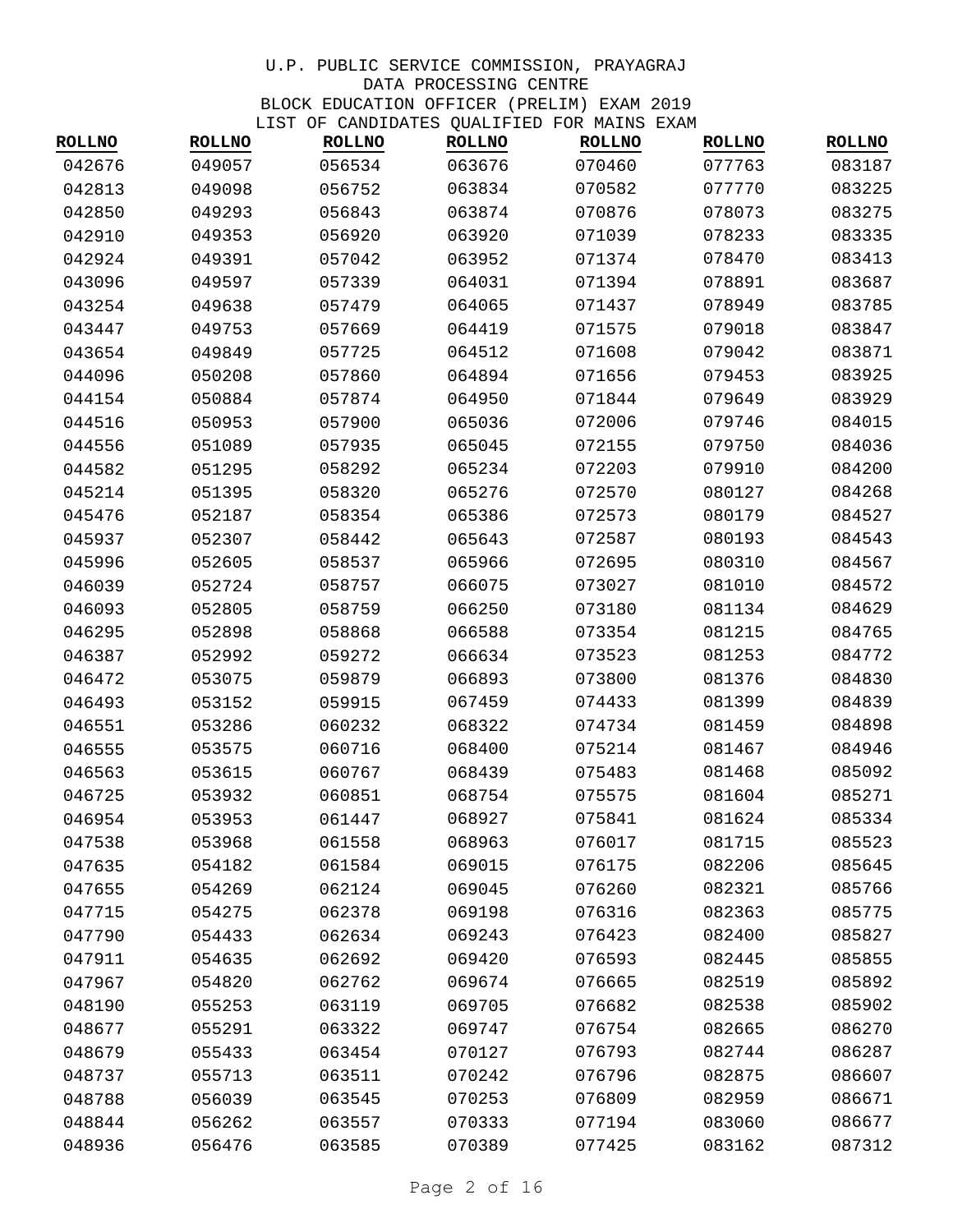U.P. PUBLIC SERVICE COMMISSION, PRAYAGRAJ
DATA PROCESSING CENTRE
BLOCK EDUCATION OFFICER (PRELIM) EXAM 2019
LIST OF CANDIDATES QUALIFIED FOR MAINS EXAM

| ROLLNO | ROLLNO | ROLLNO | ROLLNO | ROLLNO | ROLLNO | ROLLNO |
|---|---|---|---|---|---|---|
| 042676 | 049057 | 056534 | 063676 | 070460 | 077763 | 083187 |
| 042813 | 049098 | 056752 | 063834 | 070582 | 077770 | 083225 |
| 042850 | 049293 | 056843 | 063874 | 070876 | 078073 | 083275 |
| 042910 | 049353 | 056920 | 063920 | 071039 | 078233 | 083335 |
| 042924 | 049391 | 057042 | 063952 | 071374 | 078470 | 083413 |
| 043096 | 049597 | 057339 | 064031 | 071394 | 078891 | 083687 |
| 043254 | 049638 | 057479 | 064065 | 071437 | 078949 | 083785 |
| 043447 | 049753 | 057669 | 064419 | 071575 | 079018 | 083847 |
| 043654 | 049849 | 057725 | 064512 | 071608 | 079042 | 083871 |
| 044096 | 050208 | 057860 | 064894 | 071656 | 079453 | 083925 |
| 044154 | 050884 | 057874 | 064950 | 071844 | 079649 | 083929 |
| 044516 | 050953 | 057900 | 065036 | 072006 | 079746 | 084015 |
| 044556 | 051089 | 057935 | 065045 | 072155 | 079750 | 084036 |
| 044582 | 051295 | 058292 | 065234 | 072203 | 079910 | 084200 |
| 045214 | 051395 | 058320 | 065276 | 072570 | 080127 | 084268 |
| 045476 | 052187 | 058354 | 065386 | 072573 | 080179 | 084527 |
| 045937 | 052307 | 058442 | 065643 | 072587 | 080193 | 084543 |
| 045996 | 052605 | 058537 | 065966 | 072695 | 080310 | 084567 |
| 046039 | 052724 | 058757 | 066075 | 073027 | 081010 | 084572 |
| 046093 | 052805 | 058759 | 066250 | 073180 | 081134 | 084629 |
| 046295 | 052898 | 058868 | 066588 | 073354 | 081215 | 084765 |
| 046387 | 052992 | 059272 | 066634 | 073523 | 081253 | 084772 |
| 046472 | 053075 | 059879 | 066893 | 073800 | 081376 | 084830 |
| 046493 | 053152 | 059915 | 067459 | 074433 | 081399 | 084839 |
| 046551 | 053286 | 060232 | 068322 | 074734 | 081459 | 084898 |
| 046555 | 053575 | 060716 | 068400 | 075214 | 081467 | 084946 |
| 046563 | 053615 | 060767 | 068439 | 075483 | 081468 | 085092 |
| 046725 | 053932 | 060851 | 068754 | 075575 | 081604 | 085271 |
| 046954 | 053953 | 061447 | 068927 | 075841 | 081624 | 085334 |
| 047538 | 053968 | 061558 | 068963 | 076017 | 081715 | 085523 |
| 047635 | 054182 | 061584 | 069015 | 076175 | 082206 | 085645 |
| 047655 | 054269 | 062124 | 069045 | 076260 | 082321 | 085766 |
| 047715 | 054275 | 062378 | 069198 | 076316 | 082363 | 085775 |
| 047790 | 054433 | 062634 | 069243 | 076423 | 082400 | 085827 |
| 047911 | 054635 | 062692 | 069420 | 076593 | 082445 | 085855 |
| 047967 | 054820 | 062762 | 069674 | 076665 | 082519 | 085892 |
| 048190 | 055253 | 063119 | 069705 | 076682 | 082538 | 085902 |
| 048677 | 055291 | 063322 | 069747 | 076754 | 082665 | 086270 |
| 048679 | 055433 | 063454 | 070127 | 076793 | 082744 | 086287 |
| 048737 | 055713 | 063511 | 070242 | 076796 | 082875 | 086607 |
| 048788 | 056039 | 063545 | 070253 | 076809 | 082959 | 086671 |
| 048844 | 056262 | 063557 | 070333 | 077194 | 083060 | 086677 |
| 048936 | 056476 | 063585 | 070389 | 077425 | 083162 | 087312 |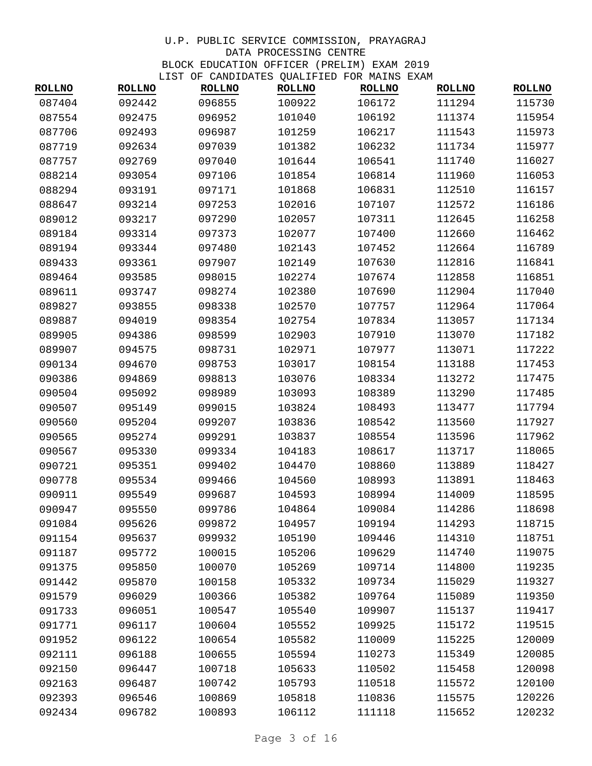U.P. PUBLIC SERVICE COMMISSION, PRAYAGRAJ
DATA PROCESSING CENTRE
BLOCK EDUCATION OFFICER (PRELIM) EXAM 2019
LIST OF CANDIDATES QUALIFIED FOR MAINS EXAM

| ROLLNO | ROLLNO | ROLLNO | ROLLNO | ROLLNO | ROLLNO | ROLLNO |
|---|---|---|---|---|---|---|
| 087404 | 092442 | 096855 | 100922 | 106172 | 111294 | 115730 |
| 087554 | 092475 | 096952 | 101040 | 106192 | 111374 | 115954 |
| 087706 | 092493 | 096987 | 101259 | 106217 | 111543 | 115973 |
| 087719 | 092634 | 097039 | 101382 | 106232 | 111734 | 115977 |
| 087757 | 092769 | 097040 | 101644 | 106541 | 111740 | 116027 |
| 088214 | 093054 | 097106 | 101854 | 106814 | 111960 | 116053 |
| 088294 | 093191 | 097171 | 101868 | 106831 | 112510 | 116157 |
| 088647 | 093214 | 097253 | 102016 | 107107 | 112572 | 116186 |
| 089012 | 093217 | 097290 | 102057 | 107311 | 112645 | 116258 |
| 089184 | 093314 | 097373 | 102077 | 107400 | 112660 | 116462 |
| 089194 | 093344 | 097480 | 102143 | 107452 | 112664 | 116789 |
| 089433 | 093361 | 097907 | 102149 | 107630 | 112816 | 116841 |
| 089464 | 093585 | 098015 | 102274 | 107674 | 112858 | 116851 |
| 089611 | 093747 | 098274 | 102380 | 107690 | 112904 | 117040 |
| 089827 | 093855 | 098338 | 102570 | 107757 | 112964 | 117064 |
| 089887 | 094019 | 098354 | 102754 | 107834 | 113057 | 117134 |
| 089905 | 094386 | 098599 | 102903 | 107910 | 113070 | 117182 |
| 089907 | 094575 | 098731 | 102971 | 107977 | 113071 | 117222 |
| 090134 | 094670 | 098753 | 103017 | 108154 | 113188 | 117453 |
| 090386 | 094869 | 098813 | 103076 | 108334 | 113272 | 117475 |
| 090504 | 095092 | 098989 | 103093 | 108389 | 113290 | 117485 |
| 090507 | 095149 | 099015 | 103824 | 108493 | 113477 | 117794 |
| 090560 | 095204 | 099207 | 103836 | 108542 | 113560 | 117927 |
| 090565 | 095274 | 099291 | 103837 | 108554 | 113596 | 117962 |
| 090567 | 095330 | 099334 | 104183 | 108617 | 113717 | 118065 |
| 090721 | 095351 | 099402 | 104470 | 108860 | 113889 | 118427 |
| 090778 | 095534 | 099466 | 104560 | 108993 | 113891 | 118463 |
| 090911 | 095549 | 099687 | 104593 | 108994 | 114009 | 118595 |
| 090947 | 095550 | 099786 | 104864 | 109084 | 114286 | 118698 |
| 091084 | 095626 | 099872 | 104957 | 109194 | 114293 | 118715 |
| 091154 | 095637 | 099932 | 105190 | 109446 | 114310 | 118751 |
| 091187 | 095772 | 100015 | 105206 | 109629 | 114740 | 119075 |
| 091375 | 095850 | 100070 | 105269 | 109714 | 114800 | 119235 |
| 091442 | 095870 | 100158 | 105332 | 109734 | 115029 | 119327 |
| 091579 | 096029 | 100366 | 105382 | 109764 | 115089 | 119350 |
| 091733 | 096051 | 100547 | 105540 | 109907 | 115137 | 119417 |
| 091771 | 096117 | 100604 | 105552 | 109925 | 115172 | 119515 |
| 091952 | 096122 | 100654 | 105582 | 110009 | 115225 | 120009 |
| 092111 | 096188 | 100655 | 105594 | 110273 | 115349 | 120085 |
| 092150 | 096447 | 100718 | 105633 | 110502 | 115458 | 120098 |
| 092163 | 096487 | 100742 | 105793 | 110518 | 115572 | 120100 |
| 092393 | 096546 | 100869 | 105818 | 110836 | 115575 | 120226 |
| 092434 | 096782 | 100893 | 106112 | 111118 | 115652 | 120232 |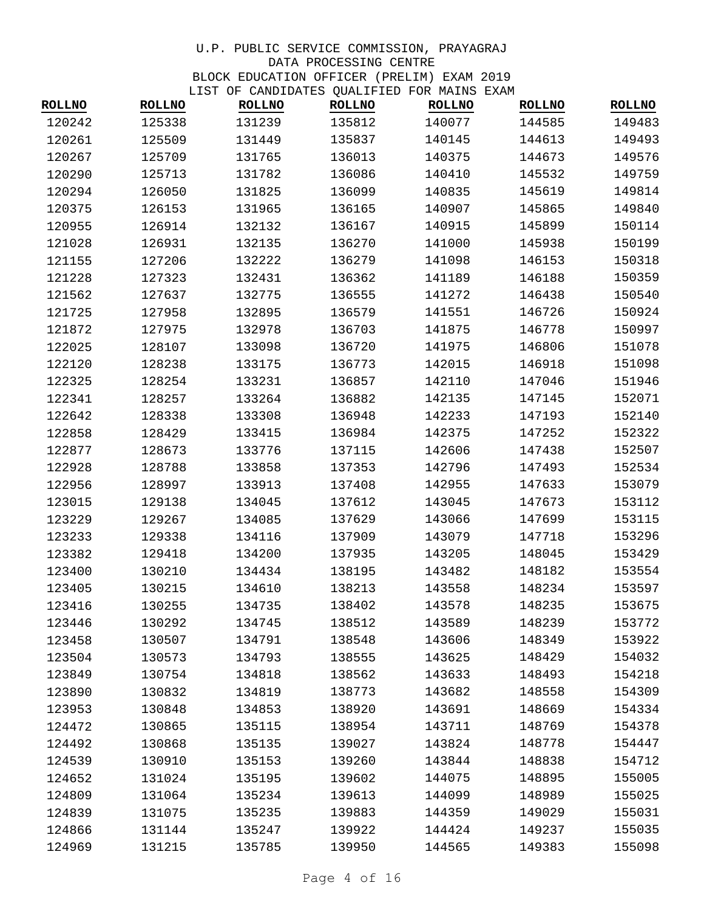U.P. PUBLIC SERVICE COMMISSION, PRAYAGRAJ
DATA PROCESSING CENTRE
BLOCK EDUCATION OFFICER (PRELIM) EXAM 2019
LIST OF CANDIDATES QUALIFIED FOR MAINS EXAM

| ROLLNO | ROLLNO | ROLLNO | ROLLNO | ROLLNO | ROLLNO | ROLLNO |
|---|---|---|---|---|---|---|
| 120242 | 125338 | 131239 | 135812 | 140077 | 144585 | 149483 |
| 120261 | 125509 | 131449 | 135837 | 140145 | 144613 | 149493 |
| 120267 | 125709 | 131765 | 136013 | 140375 | 144673 | 149576 |
| 120290 | 125713 | 131782 | 136086 | 140410 | 145532 | 149759 |
| 120294 | 126050 | 131825 | 136099 | 140835 | 145619 | 149814 |
| 120375 | 126153 | 131965 | 136165 | 140907 | 145865 | 149840 |
| 120955 | 126914 | 132132 | 136167 | 140915 | 145899 | 150114 |
| 121028 | 126931 | 132135 | 136270 | 141000 | 145938 | 150199 |
| 121155 | 127206 | 132222 | 136279 | 141098 | 146153 | 150318 |
| 121228 | 127323 | 132431 | 136362 | 141189 | 146188 | 150359 |
| 121562 | 127637 | 132775 | 136555 | 141272 | 146438 | 150540 |
| 121725 | 127958 | 132895 | 136579 | 141551 | 146726 | 150924 |
| 121872 | 127975 | 132978 | 136703 | 141875 | 146778 | 150997 |
| 122025 | 128107 | 133098 | 136720 | 141975 | 146806 | 151078 |
| 122120 | 128238 | 133175 | 136773 | 142015 | 146918 | 151098 |
| 122325 | 128254 | 133231 | 136857 | 142110 | 147046 | 151946 |
| 122341 | 128257 | 133264 | 136882 | 142135 | 147145 | 152071 |
| 122642 | 128338 | 133308 | 136948 | 142233 | 147193 | 152140 |
| 122858 | 128429 | 133415 | 136984 | 142375 | 147252 | 152322 |
| 122877 | 128673 | 133776 | 137115 | 142606 | 147438 | 152507 |
| 122928 | 128788 | 133858 | 137353 | 142796 | 147493 | 152534 |
| 122956 | 128997 | 133913 | 137408 | 142955 | 147633 | 153079 |
| 123015 | 129138 | 134045 | 137612 | 143045 | 147673 | 153112 |
| 123229 | 129267 | 134085 | 137629 | 143066 | 147699 | 153115 |
| 123233 | 129338 | 134116 | 137909 | 143079 | 147718 | 153296 |
| 123382 | 129418 | 134200 | 137935 | 143205 | 148045 | 153429 |
| 123400 | 130210 | 134434 | 138195 | 143482 | 148182 | 153554 |
| 123405 | 130215 | 134610 | 138213 | 143558 | 148234 | 153597 |
| 123416 | 130255 | 134735 | 138402 | 143578 | 148235 | 153675 |
| 123446 | 130292 | 134745 | 138512 | 143589 | 148239 | 153772 |
| 123458 | 130507 | 134791 | 138548 | 143606 | 148349 | 153922 |
| 123504 | 130573 | 134793 | 138555 | 143625 | 148429 | 154032 |
| 123849 | 130754 | 134818 | 138562 | 143633 | 148493 | 154218 |
| 123890 | 130832 | 134819 | 138773 | 143682 | 148558 | 154309 |
| 123953 | 130848 | 134853 | 138920 | 143691 | 148669 | 154334 |
| 124472 | 130865 | 135115 | 138954 | 143711 | 148769 | 154378 |
| 124492 | 130868 | 135135 | 139027 | 143824 | 148778 | 154447 |
| 124539 | 130910 | 135153 | 139260 | 143844 | 148838 | 154712 |
| 124652 | 131024 | 135195 | 139602 | 144075 | 148895 | 155005 |
| 124809 | 131064 | 135234 | 139613 | 144099 | 148989 | 155025 |
| 124839 | 131075 | 135235 | 139883 | 144359 | 149029 | 155031 |
| 124866 | 131144 | 135247 | 139922 | 144424 | 149237 | 155035 |
| 124969 | 131215 | 135785 | 139950 | 144565 | 149383 | 155098 |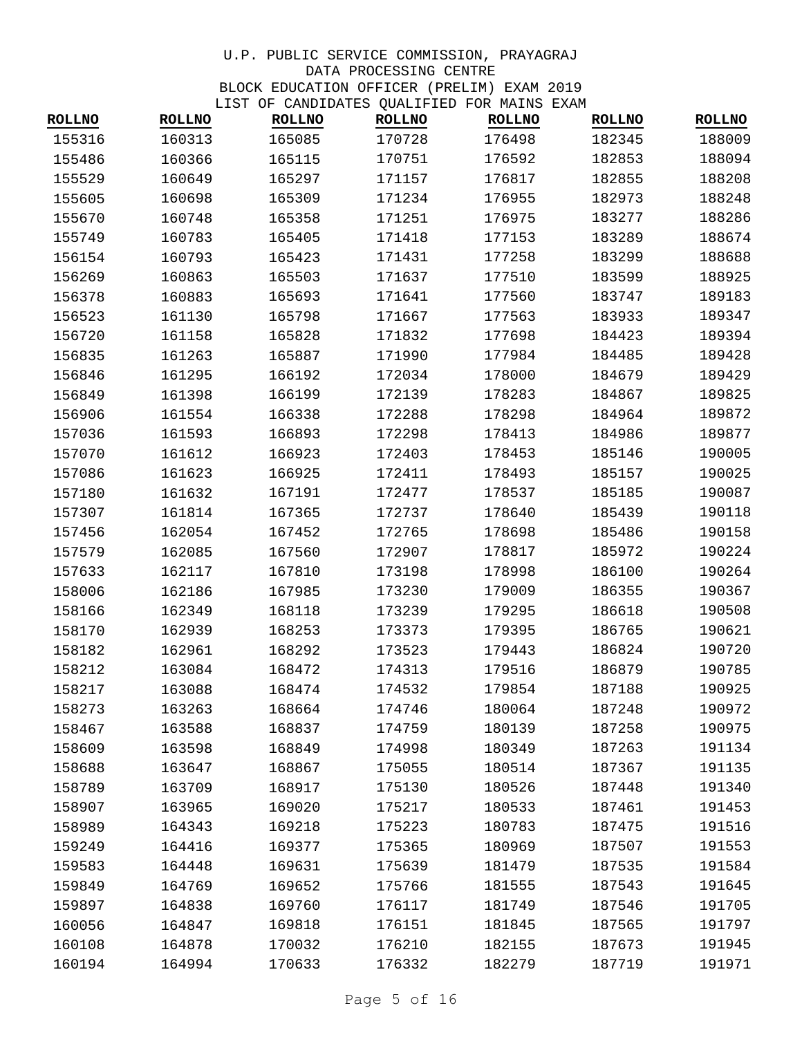U.P. PUBLIC SERVICE COMMISSION, PRAYAGRAJ
DATA PROCESSING CENTRE
BLOCK EDUCATION OFFICER (PRELIM) EXAM 2019
LIST OF CANDIDATES QUALIFIED FOR MAINS EXAM

| ROLLNO | ROLLNO | ROLLNO | ROLLNO | ROLLNO | ROLLNO | ROLLNO |
|---|---|---|---|---|---|---|
| 155316 | 160313 | 165085 | 170728 | 176498 | 182345 | 188009 |
| 155486 | 160366 | 165115 | 170751 | 176592 | 182853 | 188094 |
| 155529 | 160649 | 165297 | 171157 | 176817 | 182855 | 188208 |
| 155605 | 160698 | 165309 | 171234 | 176955 | 182973 | 188248 |
| 155670 | 160748 | 165358 | 171251 | 176975 | 183277 | 188286 |
| 155749 | 160783 | 165405 | 171418 | 177153 | 183289 | 188674 |
| 156154 | 160793 | 165423 | 171431 | 177258 | 183299 | 188688 |
| 156269 | 160863 | 165503 | 171637 | 177510 | 183599 | 188925 |
| 156378 | 160883 | 165693 | 171641 | 177560 | 183747 | 189183 |
| 156523 | 161130 | 165798 | 171667 | 177563 | 183933 | 189347 |
| 156720 | 161158 | 165828 | 171832 | 177698 | 184423 | 189394 |
| 156835 | 161263 | 165887 | 171990 | 177984 | 184485 | 189428 |
| 156846 | 161295 | 166192 | 172034 | 178000 | 184679 | 189429 |
| 156849 | 161398 | 166199 | 172139 | 178283 | 184867 | 189825 |
| 156906 | 161554 | 166338 | 172288 | 178298 | 184964 | 189872 |
| 157036 | 161593 | 166893 | 172298 | 178413 | 184986 | 189877 |
| 157070 | 161612 | 166923 | 172403 | 178453 | 185146 | 190005 |
| 157086 | 161623 | 166925 | 172411 | 178493 | 185157 | 190025 |
| 157180 | 161632 | 167191 | 172477 | 178537 | 185185 | 190087 |
| 157307 | 161814 | 167365 | 172737 | 178640 | 185439 | 190118 |
| 157456 | 162054 | 167452 | 172765 | 178698 | 185486 | 190158 |
| 157579 | 162085 | 167560 | 172907 | 178817 | 185972 | 190224 |
| 157633 | 162117 | 167810 | 173198 | 178998 | 186100 | 190264 |
| 158006 | 162186 | 167985 | 173230 | 179009 | 186355 | 190367 |
| 158166 | 162349 | 168118 | 173239 | 179295 | 186618 | 190508 |
| 158170 | 162939 | 168253 | 173373 | 179395 | 186765 | 190621 |
| 158182 | 162961 | 168292 | 173523 | 179443 | 186824 | 190720 |
| 158212 | 163084 | 168472 | 174313 | 179516 | 186879 | 190785 |
| 158217 | 163088 | 168474 | 174532 | 179854 | 187188 | 190925 |
| 158273 | 163263 | 168664 | 174746 | 180064 | 187248 | 190972 |
| 158467 | 163588 | 168837 | 174759 | 180139 | 187258 | 190975 |
| 158609 | 163598 | 168849 | 174998 | 180349 | 187263 | 191134 |
| 158688 | 163647 | 168867 | 175055 | 180514 | 187367 | 191135 |
| 158789 | 163709 | 168917 | 175130 | 180526 | 187448 | 191340 |
| 158907 | 163965 | 169020 | 175217 | 180533 | 187461 | 191453 |
| 158989 | 164343 | 169218 | 175223 | 180783 | 187475 | 191516 |
| 159249 | 164416 | 169377 | 175365 | 180969 | 187507 | 191553 |
| 159583 | 164448 | 169631 | 175639 | 181479 | 187535 | 191584 |
| 159849 | 164769 | 169652 | 175766 | 181555 | 187543 | 191645 |
| 159897 | 164838 | 169760 | 176117 | 181749 | 187546 | 191705 |
| 160056 | 164847 | 169818 | 176151 | 181845 | 187565 | 191797 |
| 160108 | 164878 | 170032 | 176210 | 182155 | 187673 | 191945 |
| 160194 | 164994 | 170633 | 176332 | 182279 | 187719 | 191971 |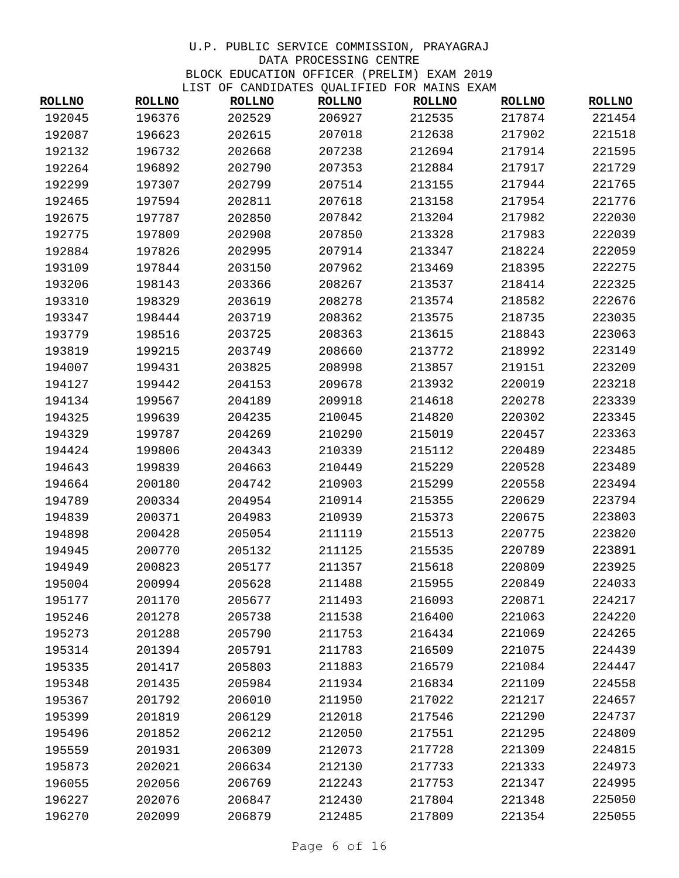U.P. PUBLIC SERVICE COMMISSION, PRAYAGRAJ
DATA PROCESSING CENTRE
BLOCK EDUCATION OFFICER (PRELIM) EXAM 2019
LIST OF CANDIDATES QUALIFIED FOR MAINS EXAM

| ROLLNO | ROLLNO | ROLLNO | ROLLNO | ROLLNO | ROLLNO | ROLLNO |
|---|---|---|---|---|---|---|
| 192045 | 196376 | 202529 | 206927 | 212535 | 217874 | 221454 |
| 192087 | 196623 | 202615 | 207018 | 212638 | 217902 | 221518 |
| 192132 | 196732 | 202668 | 207238 | 212694 | 217914 | 221595 |
| 192264 | 196892 | 202790 | 207353 | 212884 | 217917 | 221729 |
| 192299 | 197307 | 202799 | 207514 | 213155 | 217944 | 221765 |
| 192465 | 197594 | 202811 | 207618 | 213158 | 217954 | 221776 |
| 192675 | 197787 | 202850 | 207842 | 213204 | 217982 | 222030 |
| 192775 | 197809 | 202908 | 207850 | 213328 | 217983 | 222039 |
| 192884 | 197826 | 202995 | 207914 | 213347 | 218224 | 222059 |
| 193109 | 197844 | 203150 | 207962 | 213469 | 218395 | 222275 |
| 193206 | 198143 | 203366 | 208267 | 213537 | 218414 | 222325 |
| 193310 | 198329 | 203619 | 208278 | 213574 | 218582 | 222676 |
| 193347 | 198444 | 203719 | 208362 | 213575 | 218735 | 223035 |
| 193779 | 198516 | 203725 | 208363 | 213615 | 218843 | 223063 |
| 193819 | 199215 | 203749 | 208660 | 213772 | 218992 | 223149 |
| 194007 | 199431 | 203825 | 208998 | 213857 | 219151 | 223209 |
| 194127 | 199442 | 204153 | 209678 | 213932 | 220019 | 223218 |
| 194134 | 199567 | 204189 | 209918 | 214618 | 220278 | 223339 |
| 194325 | 199639 | 204235 | 210045 | 214820 | 220302 | 223345 |
| 194329 | 199787 | 204269 | 210290 | 215019 | 220457 | 223363 |
| 194424 | 199806 | 204343 | 210339 | 215112 | 220489 | 223485 |
| 194643 | 199839 | 204663 | 210449 | 215229 | 220528 | 223489 |
| 194664 | 200180 | 204742 | 210903 | 215299 | 220558 | 223494 |
| 194789 | 200334 | 204954 | 210914 | 215355 | 220629 | 223794 |
| 194839 | 200371 | 204983 | 210939 | 215373 | 220675 | 223803 |
| 194898 | 200428 | 205054 | 211119 | 215513 | 220775 | 223820 |
| 194945 | 200770 | 205132 | 211125 | 215535 | 220789 | 223891 |
| 194949 | 200823 | 205177 | 211357 | 215618 | 220809 | 223925 |
| 195004 | 200994 | 205628 | 211488 | 215955 | 220849 | 224033 |
| 195177 | 201170 | 205677 | 211493 | 216093 | 220871 | 224217 |
| 195246 | 201278 | 205738 | 211538 | 216400 | 221063 | 224220 |
| 195273 | 201288 | 205790 | 211753 | 216434 | 221069 | 224265 |
| 195314 | 201394 | 205791 | 211783 | 216509 | 221075 | 224439 |
| 195335 | 201417 | 205803 | 211883 | 216579 | 221084 | 224447 |
| 195348 | 201435 | 205984 | 211934 | 216834 | 221109 | 224558 |
| 195367 | 201792 | 206010 | 211950 | 217022 | 221217 | 224657 |
| 195399 | 201819 | 206129 | 212018 | 217546 | 221290 | 224737 |
| 195496 | 201852 | 206212 | 212050 | 217551 | 221295 | 224809 |
| 195559 | 201931 | 206309 | 212073 | 217728 | 221309 | 224815 |
| 195873 | 202021 | 206634 | 212130 | 217733 | 221333 | 224973 |
| 196055 | 202056 | 206769 | 212243 | 217753 | 221347 | 224995 |
| 196227 | 202076 | 206847 | 212430 | 217804 | 221348 | 225050 |
| 196270 | 202099 | 206879 | 212485 | 217809 | 221354 | 225055 |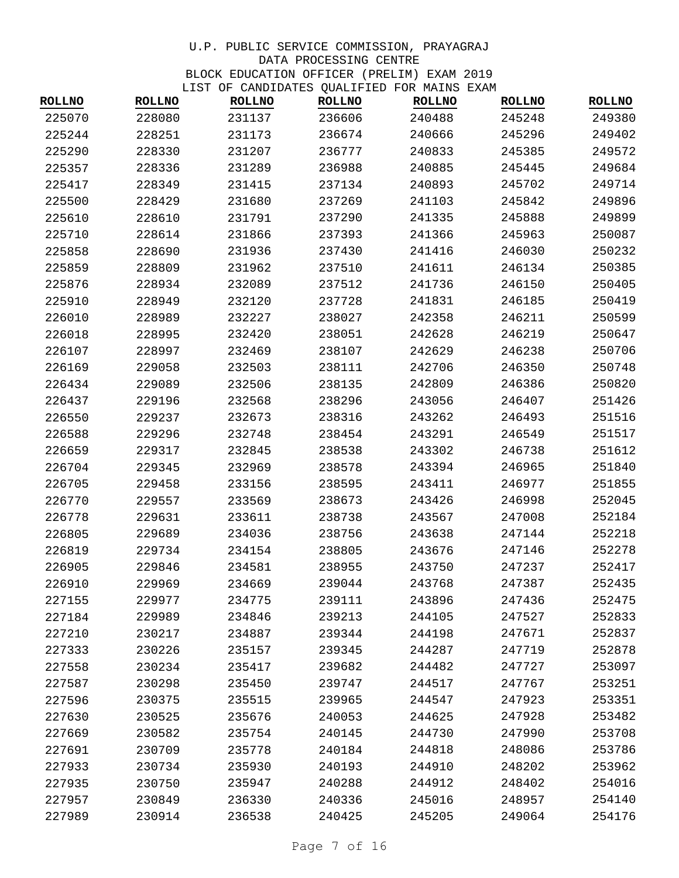U.P. PUBLIC SERVICE COMMISSION, PRAYAGRAJ
DATA PROCESSING CENTRE
BLOCK EDUCATION OFFICER (PRELIM) EXAM 2019
LIST OF CANDIDATES QUALIFIED FOR MAINS EXAM

| ROLLNO | ROLLNO | ROLLNO | ROLLNO | ROLLNO | ROLLNO | ROLLNO |
|---|---|---|---|---|---|---|
| 225070 | 228080 | 231137 | 236606 | 240488 | 245248 | 249380 |
| 225244 | 228251 | 231173 | 236674 | 240666 | 245296 | 249402 |
| 225290 | 228330 | 231207 | 236777 | 240833 | 245385 | 249572 |
| 225357 | 228336 | 231289 | 236988 | 240885 | 245445 | 249684 |
| 225417 | 228349 | 231415 | 237134 | 240893 | 245702 | 249714 |
| 225500 | 228429 | 231680 | 237269 | 241103 | 245842 | 249896 |
| 225610 | 228610 | 231791 | 237290 | 241335 | 245888 | 249899 |
| 225710 | 228614 | 231866 | 237393 | 241366 | 245963 | 250087 |
| 225858 | 228690 | 231936 | 237430 | 241416 | 246030 | 250232 |
| 225859 | 228809 | 231962 | 237510 | 241611 | 246134 | 250385 |
| 225876 | 228934 | 232089 | 237512 | 241736 | 246150 | 250405 |
| 225910 | 228949 | 232120 | 237728 | 241831 | 246185 | 250419 |
| 226010 | 228989 | 232227 | 238027 | 242358 | 246211 | 250599 |
| 226018 | 228995 | 232420 | 238051 | 242628 | 246219 | 250647 |
| 226107 | 228997 | 232469 | 238107 | 242629 | 246238 | 250706 |
| 226169 | 229058 | 232503 | 238111 | 242706 | 246350 | 250748 |
| 226434 | 229089 | 232506 | 238135 | 242809 | 246386 | 250820 |
| 226437 | 229196 | 232568 | 238296 | 243056 | 246407 | 251426 |
| 226550 | 229237 | 232673 | 238316 | 243262 | 246493 | 251516 |
| 226588 | 229296 | 232748 | 238454 | 243291 | 246549 | 251517 |
| 226659 | 229317 | 232845 | 238538 | 243302 | 246738 | 251612 |
| 226704 | 229345 | 232969 | 238578 | 243394 | 246965 | 251840 |
| 226705 | 229458 | 233156 | 238595 | 243411 | 246977 | 251855 |
| 226770 | 229557 | 233569 | 238673 | 243426 | 246998 | 252045 |
| 226778 | 229631 | 233611 | 238738 | 243567 | 247008 | 252184 |
| 226805 | 229689 | 234036 | 238756 | 243638 | 247144 | 252218 |
| 226819 | 229734 | 234154 | 238805 | 243676 | 247146 | 252278 |
| 226905 | 229846 | 234581 | 238955 | 243750 | 247237 | 252417 |
| 226910 | 229969 | 234669 | 239044 | 243768 | 247387 | 252435 |
| 227155 | 229977 | 234775 | 239111 | 243896 | 247436 | 252475 |
| 227184 | 229989 | 234846 | 239213 | 244105 | 247527 | 252833 |
| 227210 | 230217 | 234887 | 239344 | 244198 | 247671 | 252837 |
| 227333 | 230226 | 235157 | 239345 | 244287 | 247719 | 252878 |
| 227558 | 230234 | 235417 | 239682 | 244482 | 247727 | 253097 |
| 227587 | 230298 | 235450 | 239747 | 244517 | 247767 | 253251 |
| 227596 | 230375 | 235515 | 239965 | 244547 | 247923 | 253351 |
| 227630 | 230525 | 235676 | 240053 | 244625 | 247928 | 253482 |
| 227669 | 230582 | 235754 | 240145 | 244730 | 247990 | 253708 |
| 227691 | 230709 | 235778 | 240184 | 244818 | 248086 | 253786 |
| 227933 | 230734 | 235930 | 240193 | 244910 | 248202 | 253962 |
| 227935 | 230750 | 235947 | 240288 | 244912 | 248402 | 254016 |
| 227957 | 230849 | 236330 | 240336 | 245016 | 248957 | 254140 |
| 227989 | 230914 | 236538 | 240425 | 245205 | 249064 | 254176 |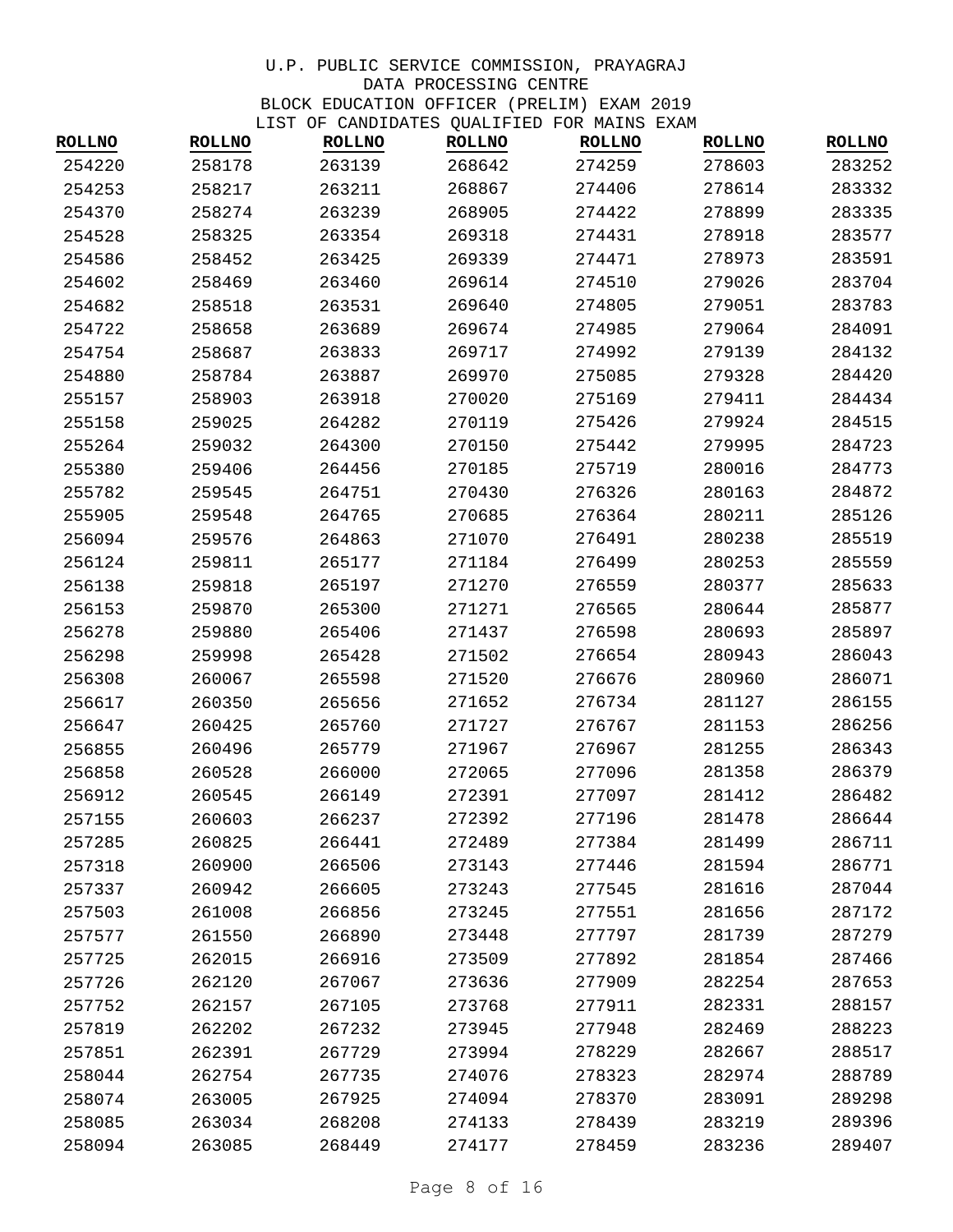U.P. PUBLIC SERVICE COMMISSION, PRAYAGRAJ
DATA PROCESSING CENTRE
BLOCK EDUCATION OFFICER (PRELIM) EXAM 2019
LIST OF CANDIDATES QUALIFIED FOR MAINS EXAM

| ROLLNO | ROLLNO | ROLLNO | ROLLNO | ROLLNO | ROLLNO | ROLLNO |
|---|---|---|---|---|---|---|
| 254220 | 258178 | 263139 | 268642 | 274259 | 278603 | 283252 |
| 254253 | 258217 | 263211 | 268867 | 274406 | 278614 | 283332 |
| 254370 | 258274 | 263239 | 268905 | 274422 | 278899 | 283335 |
| 254528 | 258325 | 263354 | 269318 | 274431 | 278918 | 283577 |
| 254586 | 258452 | 263425 | 269339 | 274471 | 278973 | 283591 |
| 254602 | 258469 | 263460 | 269614 | 274510 | 279026 | 283704 |
| 254682 | 258518 | 263531 | 269640 | 274805 | 279051 | 283783 |
| 254722 | 258658 | 263689 | 269674 | 274985 | 279064 | 284091 |
| 254754 | 258687 | 263833 | 269717 | 274992 | 279139 | 284132 |
| 254880 | 258784 | 263887 | 269970 | 275085 | 279328 | 284420 |
| 255157 | 258903 | 263918 | 270020 | 275169 | 279411 | 284434 |
| 255158 | 259025 | 264282 | 270119 | 275426 | 279924 | 284515 |
| 255264 | 259032 | 264300 | 270150 | 275442 | 279995 | 284723 |
| 255380 | 259406 | 264456 | 270185 | 275719 | 280016 | 284773 |
| 255782 | 259545 | 264751 | 270430 | 276326 | 280163 | 284872 |
| 255905 | 259548 | 264765 | 270685 | 276364 | 280211 | 285126 |
| 256094 | 259576 | 264863 | 271070 | 276491 | 280238 | 285519 |
| 256124 | 259811 | 265177 | 271184 | 276499 | 280253 | 285559 |
| 256138 | 259818 | 265197 | 271270 | 276559 | 280377 | 285633 |
| 256153 | 259870 | 265300 | 271271 | 276565 | 280644 | 285877 |
| 256278 | 259880 | 265406 | 271437 | 276598 | 280693 | 285897 |
| 256298 | 259998 | 265428 | 271502 | 276654 | 280943 | 286043 |
| 256308 | 260067 | 265598 | 271520 | 276676 | 280960 | 286071 |
| 256617 | 260350 | 265656 | 271652 | 276734 | 281127 | 286155 |
| 256647 | 260425 | 265760 | 271727 | 276767 | 281153 | 286256 |
| 256855 | 260496 | 265779 | 271967 | 276967 | 281255 | 286343 |
| 256858 | 260528 | 266000 | 272065 | 277096 | 281358 | 286379 |
| 256912 | 260545 | 266149 | 272391 | 277097 | 281412 | 286482 |
| 257155 | 260603 | 266237 | 272392 | 277196 | 281478 | 286644 |
| 257285 | 260825 | 266441 | 272489 | 277384 | 281499 | 286711 |
| 257318 | 260900 | 266506 | 273143 | 277446 | 281594 | 286771 |
| 257337 | 260942 | 266605 | 273243 | 277545 | 281616 | 287044 |
| 257503 | 261008 | 266856 | 273245 | 277551 | 281656 | 287172 |
| 257577 | 261550 | 266890 | 273448 | 277797 | 281739 | 287279 |
| 257725 | 262015 | 266916 | 273509 | 277892 | 281854 | 287466 |
| 257726 | 262120 | 267067 | 273636 | 277909 | 282254 | 287653 |
| 257752 | 262157 | 267105 | 273768 | 277911 | 282331 | 288157 |
| 257819 | 262202 | 267232 | 273945 | 277948 | 282469 | 288223 |
| 257851 | 262391 | 267729 | 273994 | 278229 | 282667 | 288517 |
| 258044 | 262754 | 267735 | 274076 | 278323 | 282974 | 288789 |
| 258074 | 263005 | 267925 | 274094 | 278370 | 283091 | 289298 |
| 258085 | 263034 | 268208 | 274133 | 278439 | 283219 | 289396 |
| 258094 | 263085 | 268449 | 274177 | 278459 | 283236 | 289407 |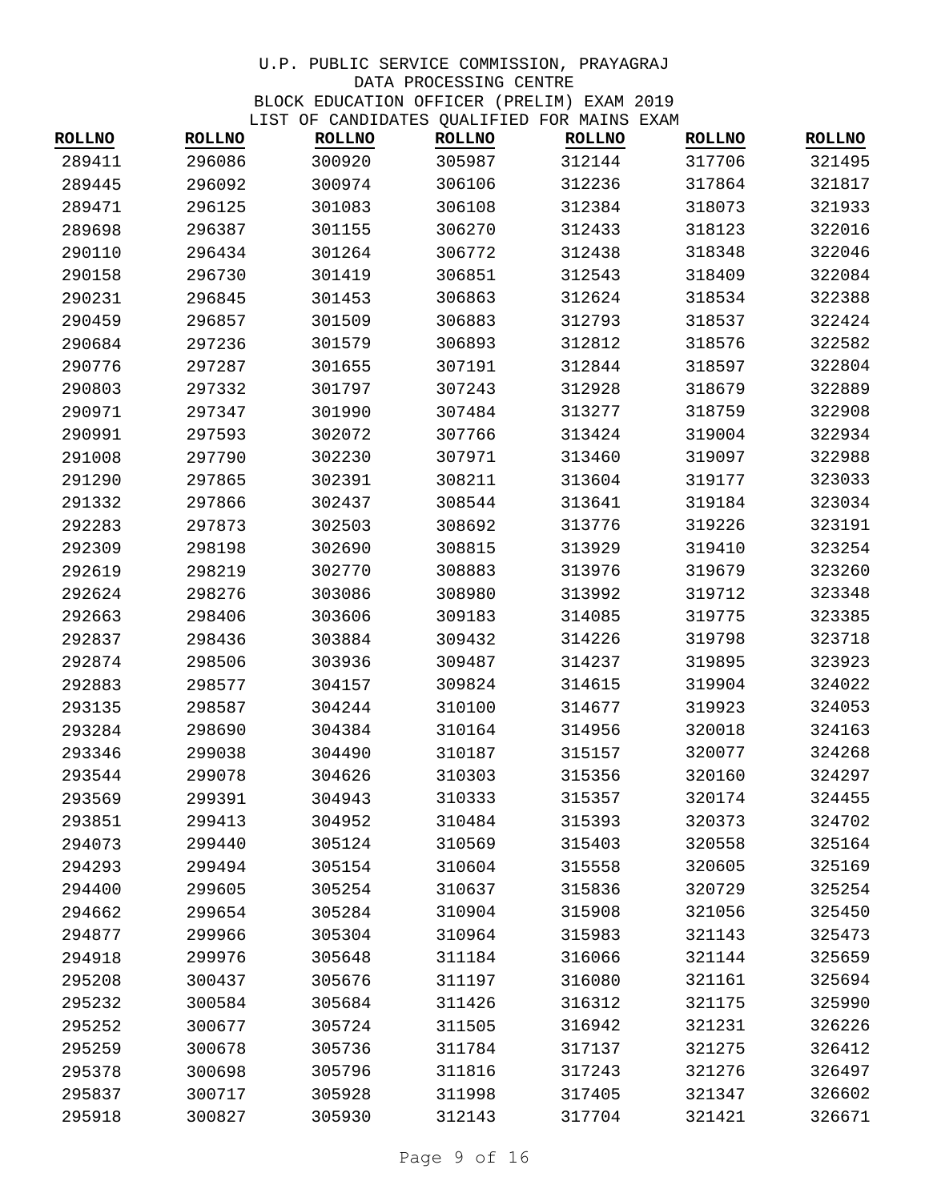U.P. PUBLIC SERVICE COMMISSION, PRAYAGRAJ
DATA PROCESSING CENTRE
BLOCK EDUCATION OFFICER (PRELIM) EXAM 2019
LIST OF CANDIDATES QUALIFIED FOR MAINS EXAM

| ROLLNO | ROLLNO | ROLLNO | ROLLNO | ROLLNO | ROLLNO | ROLLNO |
|---|---|---|---|---|---|---|
| 289411 | 296086 | 300920 | 305987 | 312144 | 317706 | 321495 |
| 289445 | 296092 | 300974 | 306106 | 312236 | 317864 | 321817 |
| 289471 | 296125 | 301083 | 306108 | 312384 | 318073 | 321933 |
| 289698 | 296387 | 301155 | 306270 | 312433 | 318123 | 322016 |
| 290110 | 296434 | 301264 | 306772 | 312438 | 318348 | 322046 |
| 290158 | 296730 | 301419 | 306851 | 312543 | 318409 | 322084 |
| 290231 | 296845 | 301453 | 306863 | 312624 | 318534 | 322388 |
| 290459 | 296857 | 301509 | 306883 | 312793 | 318537 | 322424 |
| 290684 | 297236 | 301579 | 306893 | 312812 | 318576 | 322582 |
| 290776 | 297287 | 301655 | 307191 | 312844 | 318597 | 322804 |
| 290803 | 297332 | 301797 | 307243 | 312928 | 318679 | 322889 |
| 290971 | 297347 | 301990 | 307484 | 313277 | 318759 | 322908 |
| 290991 | 297593 | 302072 | 307766 | 313424 | 319004 | 322934 |
| 291008 | 297790 | 302230 | 307971 | 313460 | 319097 | 322988 |
| 291290 | 297865 | 302391 | 308211 | 313604 | 319177 | 323033 |
| 291332 | 297866 | 302437 | 308544 | 313641 | 319184 | 323034 |
| 292283 | 297873 | 302503 | 308692 | 313776 | 319226 | 323191 |
| 292309 | 298198 | 302690 | 308815 | 313929 | 319410 | 323254 |
| 292619 | 298219 | 302770 | 308883 | 313976 | 319679 | 323260 |
| 292624 | 298276 | 303086 | 308980 | 313992 | 319712 | 323348 |
| 292663 | 298406 | 303606 | 309183 | 314085 | 319775 | 323385 |
| 292837 | 298436 | 303884 | 309432 | 314226 | 319798 | 323718 |
| 292874 | 298506 | 303936 | 309487 | 314237 | 319895 | 323923 |
| 292883 | 298577 | 304157 | 309824 | 314615 | 319904 | 324022 |
| 293135 | 298587 | 304244 | 310100 | 314677 | 319923 | 324053 |
| 293284 | 298690 | 304384 | 310164 | 314956 | 320018 | 324163 |
| 293346 | 299038 | 304490 | 310187 | 315157 | 320077 | 324268 |
| 293544 | 299078 | 304626 | 310303 | 315356 | 320160 | 324297 |
| 293569 | 299391 | 304943 | 310333 | 315357 | 320174 | 324455 |
| 293851 | 299413 | 304952 | 310484 | 315393 | 320373 | 324702 |
| 294073 | 299440 | 305124 | 310569 | 315403 | 320558 | 325164 |
| 294293 | 299494 | 305154 | 310604 | 315558 | 320605 | 325169 |
| 294400 | 299605 | 305254 | 310637 | 315836 | 320729 | 325254 |
| 294662 | 299654 | 305284 | 310904 | 315908 | 321056 | 325450 |
| 294877 | 299966 | 305304 | 310964 | 315983 | 321143 | 325473 |
| 294918 | 299976 | 305648 | 311184 | 316066 | 321144 | 325659 |
| 295208 | 300437 | 305676 | 311197 | 316080 | 321161 | 325694 |
| 295232 | 300584 | 305684 | 311426 | 316312 | 321175 | 325990 |
| 295252 | 300677 | 305724 | 311505 | 316942 | 321231 | 326226 |
| 295259 | 300678 | 305736 | 311784 | 317137 | 321275 | 326412 |
| 295378 | 300698 | 305796 | 311816 | 317243 | 321276 | 326497 |
| 295837 | 300717 | 305928 | 311998 | 317405 | 321347 | 326602 |
| 295918 | 300827 | 305930 | 312143 | 317704 | 321421 | 326671 |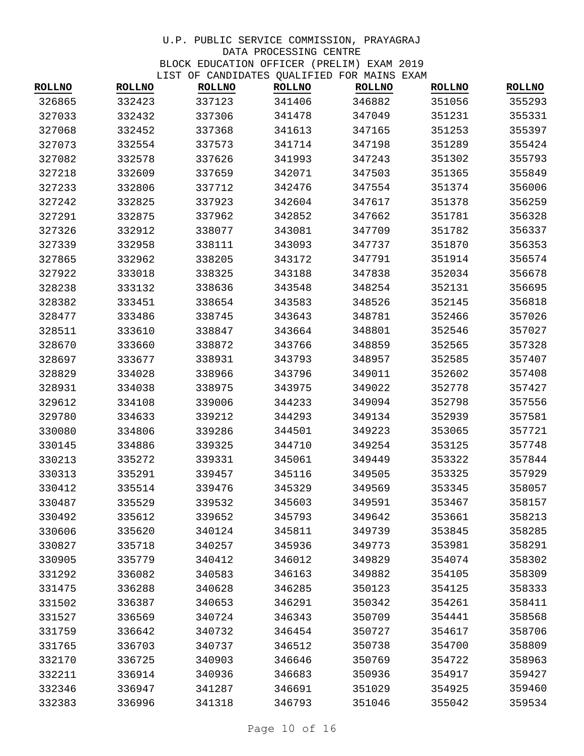U.P. PUBLIC SERVICE COMMISSION, PRAYAGRAJ
DATA PROCESSING CENTRE
BLOCK EDUCATION OFFICER (PRELIM) EXAM 2019
LIST OF CANDIDATES QUALIFIED FOR MAINS EXAM

| ROLLNO | ROLLNO | ROLLNO | ROLLNO | ROLLNO | ROLLNO | ROLLNO |
|---|---|---|---|---|---|---|
| 326865 | 332423 | 337123 | 341406 | 346882 | 351056 | 355293 |
| 327033 | 332432 | 337306 | 341478 | 347049 | 351231 | 355331 |
| 327068 | 332452 | 337368 | 341613 | 347165 | 351253 | 355397 |
| 327073 | 332554 | 337573 | 341714 | 347198 | 351289 | 355424 |
| 327082 | 332578 | 337626 | 341993 | 347243 | 351302 | 355793 |
| 327218 | 332609 | 337659 | 342071 | 347503 | 351365 | 355849 |
| 327233 | 332806 | 337712 | 342476 | 347554 | 351374 | 356006 |
| 327242 | 332825 | 337923 | 342604 | 347617 | 351378 | 356259 |
| 327291 | 332875 | 337962 | 342852 | 347662 | 351781 | 356328 |
| 327326 | 332912 | 338077 | 343081 | 347709 | 351782 | 356337 |
| 327339 | 332958 | 338111 | 343093 | 347737 | 351870 | 356353 |
| 327865 | 332962 | 338205 | 343172 | 347791 | 351914 | 356574 |
| 327922 | 333018 | 338325 | 343188 | 347838 | 352034 | 356678 |
| 328238 | 333132 | 338636 | 343548 | 348254 | 352131 | 356695 |
| 328382 | 333451 | 338654 | 343583 | 348526 | 352145 | 356818 |
| 328477 | 333486 | 338745 | 343643 | 348781 | 352466 | 357026 |
| 328511 | 333610 | 338847 | 343664 | 348801 | 352546 | 357027 |
| 328670 | 333660 | 338872 | 343766 | 348859 | 352565 | 357328 |
| 328697 | 333677 | 338931 | 343793 | 348957 | 352585 | 357407 |
| 328829 | 334028 | 338966 | 343796 | 349011 | 352602 | 357408 |
| 328931 | 334038 | 338975 | 343975 | 349022 | 352778 | 357427 |
| 329612 | 334108 | 339006 | 344233 | 349094 | 352798 | 357556 |
| 329780 | 334633 | 339212 | 344293 | 349134 | 352939 | 357581 |
| 330080 | 334806 | 339286 | 344501 | 349223 | 353065 | 357721 |
| 330145 | 334886 | 339325 | 344710 | 349254 | 353125 | 357748 |
| 330213 | 335272 | 339331 | 345061 | 349449 | 353322 | 357844 |
| 330313 | 335291 | 339457 | 345116 | 349505 | 353325 | 357929 |
| 330412 | 335514 | 339476 | 345329 | 349569 | 353345 | 358057 |
| 330487 | 335529 | 339532 | 345603 | 349591 | 353467 | 358157 |
| 330492 | 335612 | 339652 | 345793 | 349642 | 353661 | 358213 |
| 330606 | 335620 | 340124 | 345811 | 349739 | 353845 | 358285 |
| 330827 | 335718 | 340257 | 345936 | 349773 | 353981 | 358291 |
| 330905 | 335779 | 340412 | 346012 | 349829 | 354074 | 358302 |
| 331292 | 336082 | 340583 | 346163 | 349882 | 354105 | 358309 |
| 331475 | 336288 | 340628 | 346285 | 350123 | 354125 | 358333 |
| 331502 | 336387 | 340653 | 346291 | 350342 | 354261 | 358411 |
| 331527 | 336569 | 340724 | 346343 | 350709 | 354441 | 358568 |
| 331759 | 336642 | 340732 | 346454 | 350727 | 354617 | 358706 |
| 331765 | 336703 | 340737 | 346512 | 350738 | 354700 | 358809 |
| 332170 | 336725 | 340903 | 346646 | 350769 | 354722 | 358963 |
| 332211 | 336914 | 340936 | 346683 | 350936 | 354917 | 359427 |
| 332346 | 336947 | 341287 | 346691 | 351029 | 354925 | 359460 |
| 332383 | 336996 | 341318 | 346793 | 351046 | 355042 | 359534 |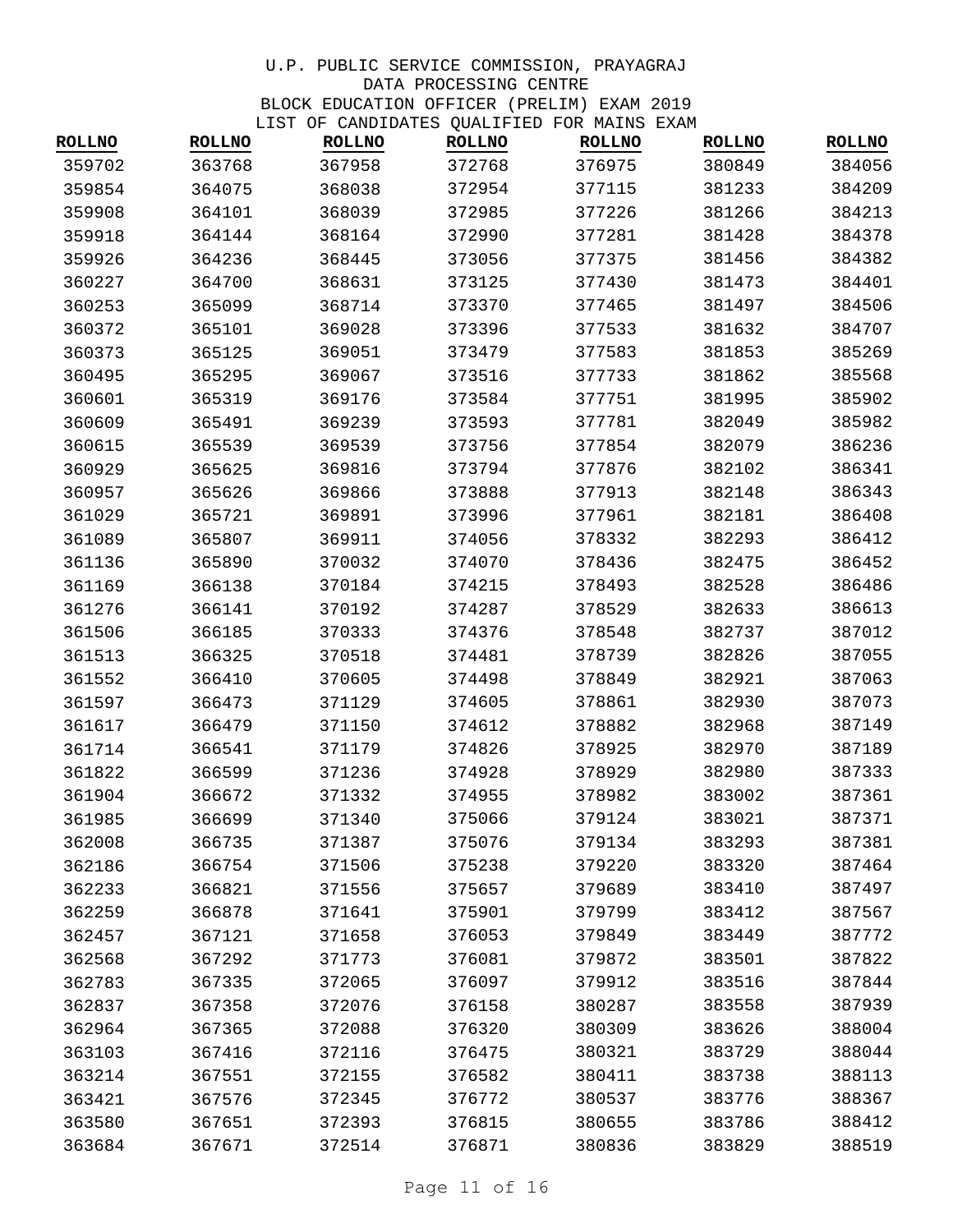U.P. PUBLIC SERVICE COMMISSION, PRAYAGRAJ
DATA PROCESSING CENTRE
BLOCK EDUCATION OFFICER (PRELIM) EXAM 2019
LIST OF CANDIDATES QUALIFIED FOR MAINS EXAM

| ROLLNO | ROLLNO | ROLLNO | ROLLNO | ROLLNO | ROLLNO | ROLLNO |
|---|---|---|---|---|---|---|
| 359702 | 363768 | 367958 | 372768 | 376975 | 380849 | 384056 |
| 359854 | 364075 | 368038 | 372954 | 377115 | 381233 | 384209 |
| 359908 | 364101 | 368039 | 372985 | 377226 | 381266 | 384213 |
| 359918 | 364144 | 368164 | 372990 | 377281 | 381428 | 384378 |
| 359926 | 364236 | 368445 | 373056 | 377375 | 381456 | 384382 |
| 360227 | 364700 | 368631 | 373125 | 377430 | 381473 | 384401 |
| 360253 | 365099 | 368714 | 373370 | 377465 | 381497 | 384506 |
| 360372 | 365101 | 369028 | 373396 | 377533 | 381632 | 384707 |
| 360373 | 365125 | 369051 | 373479 | 377583 | 381853 | 385269 |
| 360495 | 365295 | 369067 | 373516 | 377733 | 381862 | 385568 |
| 360601 | 365319 | 369176 | 373584 | 377751 | 381995 | 385902 |
| 360609 | 365491 | 369239 | 373593 | 377781 | 382049 | 385982 |
| 360615 | 365539 | 369539 | 373756 | 377854 | 382079 | 386236 |
| 360929 | 365625 | 369816 | 373794 | 377876 | 382102 | 386341 |
| 360957 | 365626 | 369866 | 373888 | 377913 | 382148 | 386343 |
| 361029 | 365721 | 369891 | 373996 | 377961 | 382181 | 386408 |
| 361089 | 365807 | 369911 | 374056 | 378332 | 382293 | 386412 |
| 361136 | 365890 | 370032 | 374070 | 378436 | 382475 | 386452 |
| 361169 | 366138 | 370184 | 374215 | 378493 | 382528 | 386486 |
| 361276 | 366141 | 370192 | 374287 | 378529 | 382633 | 386613 |
| 361506 | 366185 | 370333 | 374376 | 378548 | 382737 | 387012 |
| 361513 | 366325 | 370518 | 374481 | 378739 | 382826 | 387055 |
| 361552 | 366410 | 370605 | 374498 | 378849 | 382921 | 387063 |
| 361597 | 366473 | 371129 | 374605 | 378861 | 382930 | 387073 |
| 361617 | 366479 | 371150 | 374612 | 378882 | 382968 | 387149 |
| 361714 | 366541 | 371179 | 374826 | 378925 | 382970 | 387189 |
| 361822 | 366599 | 371236 | 374928 | 378929 | 382980 | 387333 |
| 361904 | 366672 | 371332 | 374955 | 378982 | 383002 | 387361 |
| 361985 | 366699 | 371340 | 375066 | 379124 | 383021 | 387371 |
| 362008 | 366735 | 371387 | 375076 | 379134 | 383293 | 387381 |
| 362186 | 366754 | 371506 | 375238 | 379220 | 383320 | 387464 |
| 362233 | 366821 | 371556 | 375657 | 379689 | 383410 | 387497 |
| 362259 | 366878 | 371641 | 375901 | 379799 | 383412 | 387567 |
| 362457 | 367121 | 371658 | 376053 | 379849 | 383449 | 387772 |
| 362568 | 367292 | 371773 | 376081 | 379872 | 383501 | 387822 |
| 362783 | 367335 | 372065 | 376097 | 379912 | 383516 | 387844 |
| 362837 | 367358 | 372076 | 376158 | 380287 | 383558 | 387939 |
| 362964 | 367365 | 372088 | 376320 | 380309 | 383626 | 388004 |
| 363103 | 367416 | 372116 | 376475 | 380321 | 383729 | 388044 |
| 363214 | 367551 | 372155 | 376582 | 380411 | 383738 | 388113 |
| 363421 | 367576 | 372345 | 376772 | 380537 | 383776 | 388367 |
| 363580 | 367651 | 372393 | 376815 | 380655 | 383786 | 388412 |
| 363684 | 367671 | 372514 | 376871 | 380836 | 383829 | 388519 |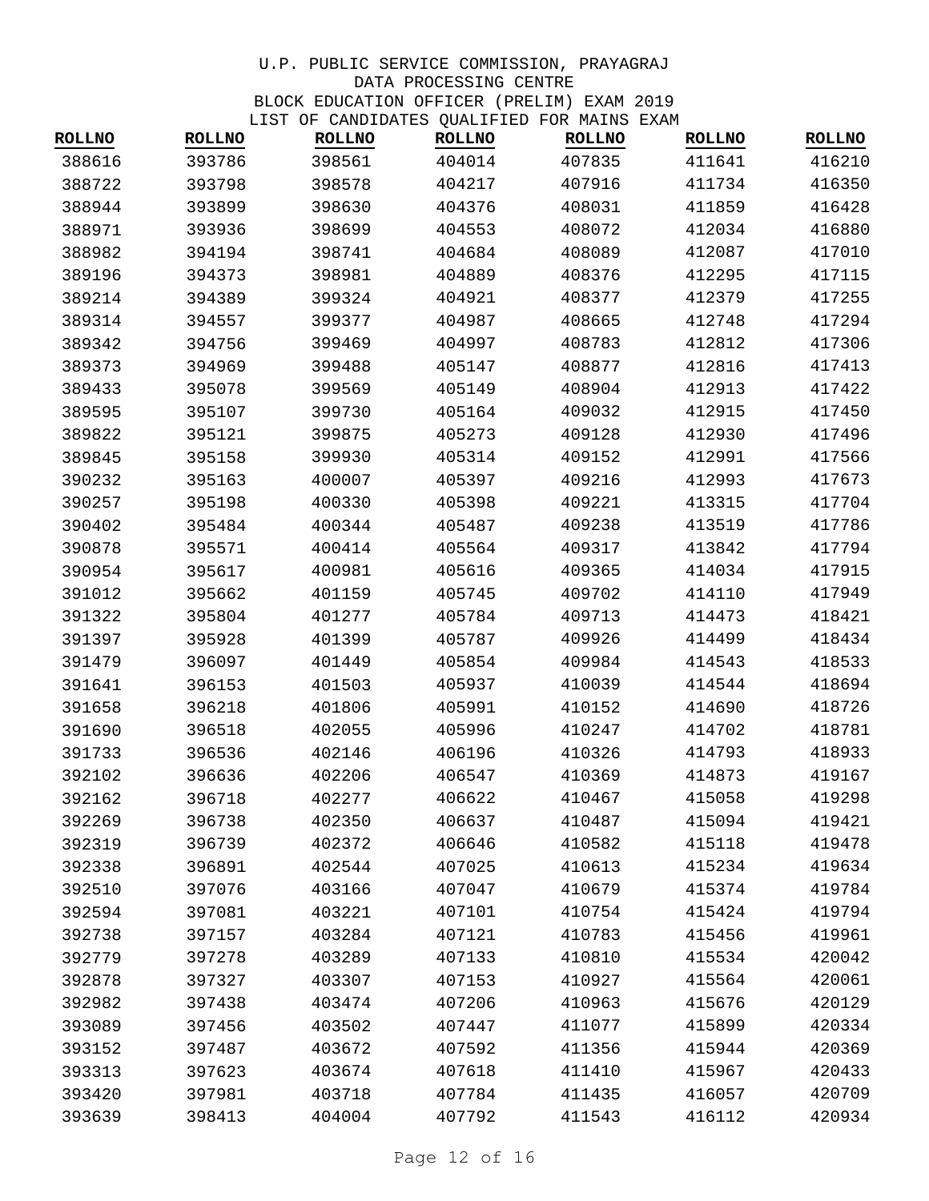U.P. PUBLIC SERVICE COMMISSION, PRAYAGRAJ
DATA PROCESSING CENTRE
BLOCK EDUCATION OFFICER (PRELIM) EXAM 2019
LIST OF CANDIDATES QUALIFIED FOR MAINS EXAM

| ROLLNO | ROLLNO | ROLLNO | ROLLNO | ROLLNO | ROLLNO | ROLLNO |
|---|---|---|---|---|---|---|
| 388616 | 393786 | 398561 | 404014 | 407835 | 411641 | 416210 |
| 388722 | 393798 | 398578 | 404217 | 407916 | 411734 | 416350 |
| 388944 | 393899 | 398630 | 404376 | 408031 | 411859 | 416428 |
| 388971 | 393936 | 398699 | 404553 | 408072 | 412034 | 416880 |
| 388982 | 394194 | 398741 | 404684 | 408089 | 412087 | 417010 |
| 389196 | 394373 | 398981 | 404889 | 408376 | 412295 | 417115 |
| 389214 | 394389 | 399324 | 404921 | 408377 | 412379 | 417255 |
| 389314 | 394557 | 399377 | 404987 | 408665 | 412748 | 417294 |
| 389342 | 394756 | 399469 | 404997 | 408783 | 412812 | 417306 |
| 389373 | 394969 | 399488 | 405147 | 408877 | 412816 | 417413 |
| 389433 | 395078 | 399569 | 405149 | 408904 | 412913 | 417422 |
| 389595 | 395107 | 399730 | 405164 | 409032 | 412915 | 417450 |
| 389822 | 395121 | 399875 | 405273 | 409128 | 412930 | 417496 |
| 389845 | 395158 | 399930 | 405314 | 409152 | 412991 | 417566 |
| 390232 | 395163 | 400007 | 405397 | 409216 | 412993 | 417673 |
| 390257 | 395198 | 400330 | 405398 | 409221 | 413315 | 417704 |
| 390402 | 395484 | 400344 | 405487 | 409238 | 413519 | 417786 |
| 390878 | 395571 | 400414 | 405564 | 409317 | 413842 | 417794 |
| 390954 | 395617 | 400981 | 405616 | 409365 | 414034 | 417915 |
| 391012 | 395662 | 401159 | 405745 | 409702 | 414110 | 417949 |
| 391322 | 395804 | 401277 | 405784 | 409713 | 414473 | 418421 |
| 391397 | 395928 | 401399 | 405787 | 409926 | 414499 | 418434 |
| 391479 | 396097 | 401449 | 405854 | 409984 | 414543 | 418533 |
| 391641 | 396153 | 401503 | 405937 | 410039 | 414544 | 418694 |
| 391658 | 396218 | 401806 | 405991 | 410152 | 414690 | 418726 |
| 391690 | 396518 | 402055 | 405996 | 410247 | 414702 | 418781 |
| 391733 | 396536 | 402146 | 406196 | 410326 | 414793 | 418933 |
| 392102 | 396636 | 402206 | 406547 | 410369 | 414873 | 419167 |
| 392162 | 396718 | 402277 | 406622 | 410467 | 415058 | 419298 |
| 392269 | 396738 | 402350 | 406637 | 410487 | 415094 | 419421 |
| 392319 | 396739 | 402372 | 406646 | 410582 | 415118 | 419478 |
| 392338 | 396891 | 402544 | 407025 | 410613 | 415234 | 419634 |
| 392510 | 397076 | 403166 | 407047 | 410679 | 415374 | 419784 |
| 392594 | 397081 | 403221 | 407101 | 410754 | 415424 | 419794 |
| 392738 | 397157 | 403284 | 407121 | 410783 | 415456 | 419961 |
| 392779 | 397278 | 403289 | 407133 | 410810 | 415534 | 420042 |
| 392878 | 397327 | 403307 | 407153 | 410927 | 415564 | 420061 |
| 392982 | 397438 | 403474 | 407206 | 410963 | 415676 | 420129 |
| 393089 | 397456 | 403502 | 407447 | 411077 | 415899 | 420334 |
| 393152 | 397487 | 403672 | 407592 | 411356 | 415944 | 420369 |
| 393313 | 397623 | 403674 | 407618 | 411410 | 415967 | 420433 |
| 393420 | 397981 | 403718 | 407784 | 411435 | 416057 | 420709 |
| 393639 | 398413 | 404004 | 407792 | 411543 | 416112 | 420934 |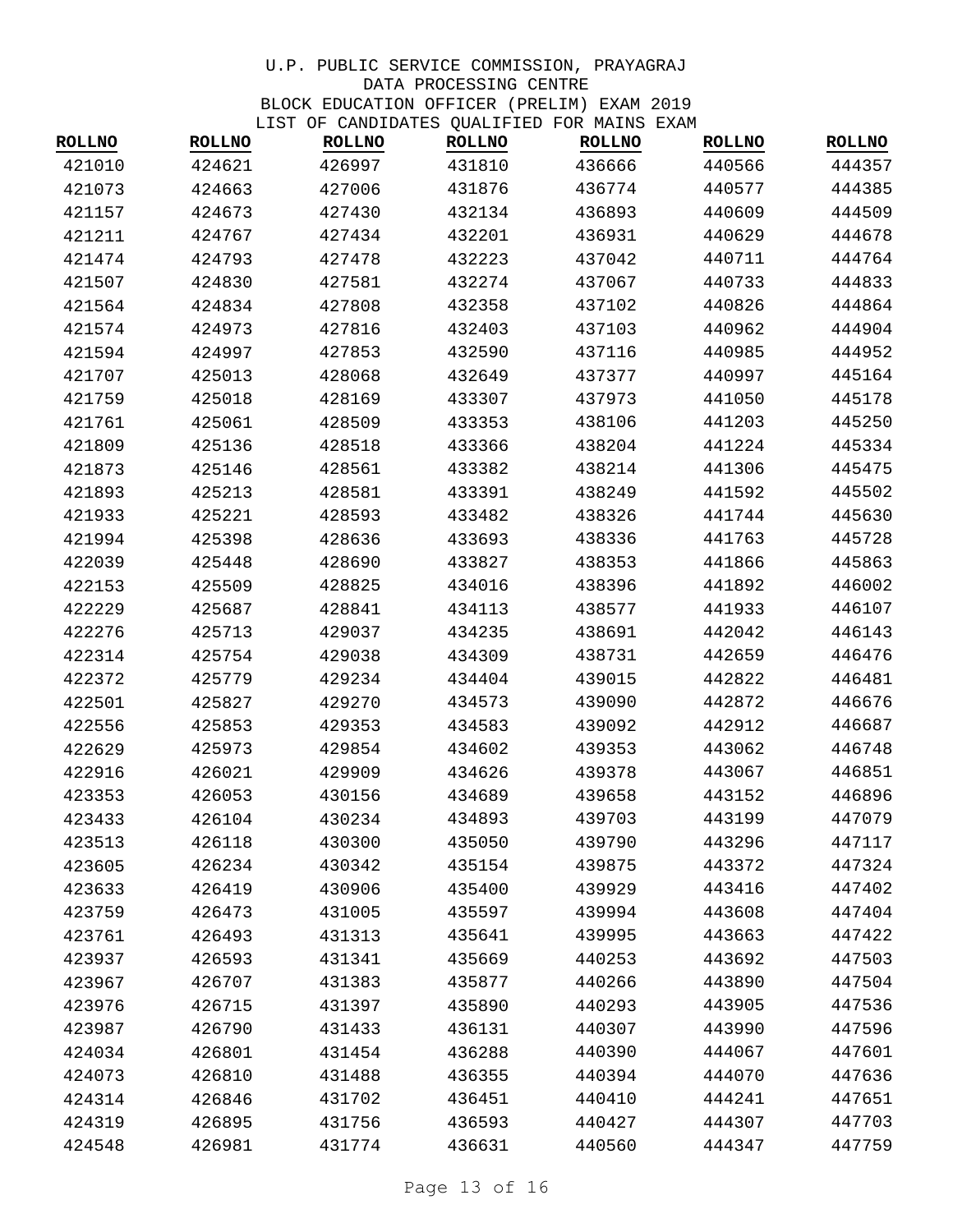U.P. PUBLIC SERVICE COMMISSION, PRAYAGRAJ
DATA PROCESSING CENTRE
BLOCK EDUCATION OFFICER (PRELIM) EXAM 2019
LIST OF CANDIDATES QUALIFIED FOR MAINS EXAM

| ROLLNO | ROLLNO | ROLLNO | ROLLNO | ROLLNO | ROLLNO | ROLLNO |
|---|---|---|---|---|---|---|
| 421010 | 424621 | 426997 | 431810 | 436666 | 440566 | 444357 |
| 421073 | 424663 | 427006 | 431876 | 436774 | 440577 | 444385 |
| 421157 | 424673 | 427430 | 432134 | 436893 | 440609 | 444509 |
| 421211 | 424767 | 427434 | 432201 | 436931 | 440629 | 444678 |
| 421474 | 424793 | 427478 | 432223 | 437042 | 440711 | 444764 |
| 421507 | 424830 | 427581 | 432274 | 437067 | 440733 | 444833 |
| 421564 | 424834 | 427808 | 432358 | 437102 | 440826 | 444864 |
| 421574 | 424973 | 427816 | 432403 | 437103 | 440962 | 444904 |
| 421594 | 424997 | 427853 | 432590 | 437116 | 440985 | 444952 |
| 421707 | 425013 | 428068 | 432649 | 437377 | 440997 | 445164 |
| 421759 | 425018 | 428169 | 433307 | 437973 | 441050 | 445178 |
| 421761 | 425061 | 428509 | 433353 | 438106 | 441203 | 445250 |
| 421809 | 425136 | 428518 | 433366 | 438204 | 441224 | 445334 |
| 421873 | 425146 | 428561 | 433382 | 438214 | 441306 | 445475 |
| 421893 | 425213 | 428581 | 433391 | 438249 | 441592 | 445502 |
| 421933 | 425221 | 428593 | 433482 | 438326 | 441744 | 445630 |
| 421994 | 425398 | 428636 | 433693 | 438336 | 441763 | 445728 |
| 422039 | 425448 | 428690 | 433827 | 438353 | 441866 | 445863 |
| 422153 | 425509 | 428825 | 434016 | 438396 | 441892 | 446002 |
| 422229 | 425687 | 428841 | 434113 | 438577 | 441933 | 446107 |
| 422276 | 425713 | 429037 | 434235 | 438691 | 442042 | 446143 |
| 422314 | 425754 | 429038 | 434309 | 438731 | 442659 | 446476 |
| 422372 | 425779 | 429234 | 434404 | 439015 | 442822 | 446481 |
| 422501 | 425827 | 429270 | 434573 | 439090 | 442872 | 446676 |
| 422556 | 425853 | 429353 | 434583 | 439092 | 442912 | 446687 |
| 422629 | 425973 | 429854 | 434602 | 439353 | 443062 | 446748 |
| 422916 | 426021 | 429909 | 434626 | 439378 | 443067 | 446851 |
| 423353 | 426053 | 430156 | 434689 | 439658 | 443152 | 446896 |
| 423433 | 426104 | 430234 | 434893 | 439703 | 443199 | 447079 |
| 423513 | 426118 | 430300 | 435050 | 439790 | 443296 | 447117 |
| 423605 | 426234 | 430342 | 435154 | 439875 | 443372 | 447324 |
| 423633 | 426419 | 430906 | 435400 | 439929 | 443416 | 447402 |
| 423759 | 426473 | 431005 | 435597 | 439994 | 443608 | 447404 |
| 423761 | 426493 | 431313 | 435641 | 439995 | 443663 | 447422 |
| 423937 | 426593 | 431341 | 435669 | 440253 | 443692 | 447503 |
| 423967 | 426707 | 431383 | 435877 | 440266 | 443890 | 447504 |
| 423976 | 426715 | 431397 | 435890 | 440293 | 443905 | 447536 |
| 423987 | 426790 | 431433 | 436131 | 440307 | 443990 | 447596 |
| 424034 | 426801 | 431454 | 436288 | 440390 | 444067 | 447601 |
| 424073 | 426810 | 431488 | 436355 | 440394 | 444070 | 447636 |
| 424314 | 426846 | 431702 | 436451 | 440410 | 444241 | 447651 |
| 424319 | 426895 | 431756 | 436593 | 440427 | 444307 | 447703 |
| 424548 | 426981 | 431774 | 436631 | 440560 | 444347 | 447759 |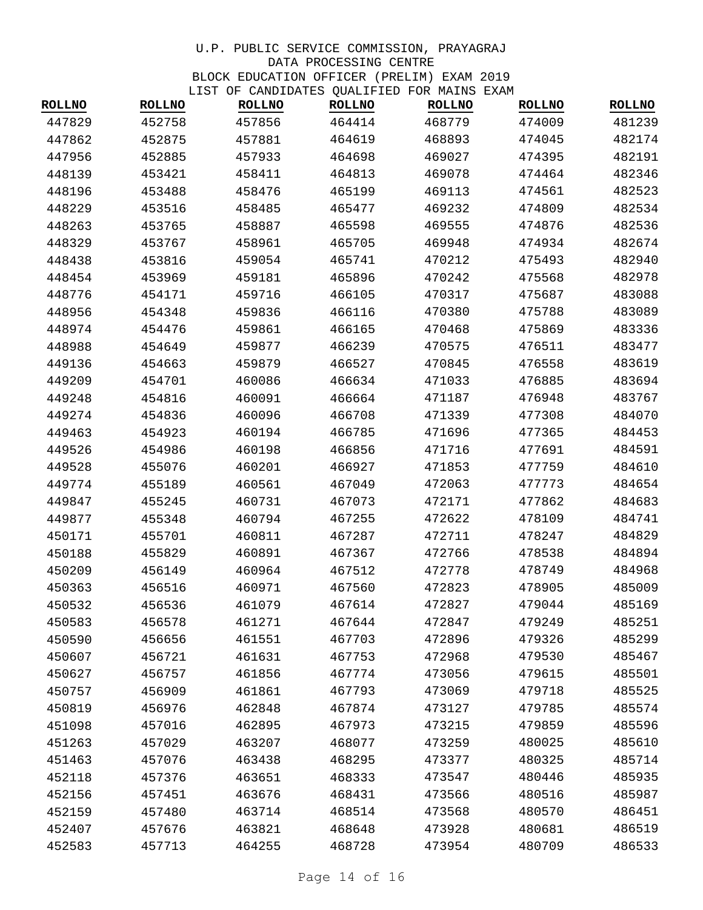U.P. PUBLIC SERVICE COMMISSION, PRAYAGRAJ
DATA PROCESSING CENTRE
BLOCK EDUCATION OFFICER (PRELIM) EXAM 2019
LIST OF CANDIDATES QUALIFIED FOR MAINS EXAM

| ROLLNO | ROLLNO | ROLLNO | ROLLNO | ROLLNO | ROLLNO | ROLLNO |
|---|---|---|---|---|---|---|
| 447829 | 452758 | 457856 | 464414 | 468779 | 474009 | 481239 |
| 447862 | 452875 | 457881 | 464619 | 468893 | 474045 | 482174 |
| 447956 | 452885 | 457933 | 464698 | 469027 | 474395 | 482191 |
| 448139 | 453421 | 458411 | 464813 | 469078 | 474464 | 482346 |
| 448196 | 453488 | 458476 | 465199 | 469113 | 474561 | 482523 |
| 448229 | 453516 | 458485 | 465477 | 469232 | 474809 | 482534 |
| 448263 | 453765 | 458887 | 465598 | 469555 | 474876 | 482536 |
| 448329 | 453767 | 458961 | 465705 | 469948 | 474934 | 482674 |
| 448438 | 453816 | 459054 | 465741 | 470212 | 475493 | 482940 |
| 448454 | 453969 | 459181 | 465896 | 470242 | 475568 | 482978 |
| 448776 | 454171 | 459716 | 466105 | 470317 | 475687 | 483088 |
| 448956 | 454348 | 459836 | 466116 | 470380 | 475788 | 483089 |
| 448974 | 454476 | 459861 | 466165 | 470468 | 475869 | 483336 |
| 448988 | 454649 | 459877 | 466239 | 470575 | 476511 | 483477 |
| 449136 | 454663 | 459879 | 466527 | 470845 | 476558 | 483619 |
| 449209 | 454701 | 460086 | 466634 | 471033 | 476885 | 483694 |
| 449248 | 454816 | 460091 | 466664 | 471187 | 476948 | 483767 |
| 449274 | 454836 | 460096 | 466708 | 471339 | 477308 | 484070 |
| 449463 | 454923 | 460194 | 466785 | 471696 | 477365 | 484453 |
| 449526 | 454986 | 460198 | 466856 | 471716 | 477691 | 484591 |
| 449528 | 455076 | 460201 | 466927 | 471853 | 477759 | 484610 |
| 449774 | 455189 | 460561 | 467049 | 472063 | 477773 | 484654 |
| 449847 | 455245 | 460731 | 467073 | 472171 | 477862 | 484683 |
| 449877 | 455348 | 460794 | 467255 | 472622 | 478109 | 484741 |
| 450171 | 455701 | 460811 | 467287 | 472711 | 478247 | 484829 |
| 450188 | 455829 | 460891 | 467367 | 472766 | 478538 | 484894 |
| 450209 | 456149 | 460964 | 467512 | 472778 | 478749 | 484968 |
| 450363 | 456516 | 460971 | 467560 | 472823 | 478905 | 485009 |
| 450532 | 456536 | 461079 | 467614 | 472827 | 479044 | 485169 |
| 450583 | 456578 | 461271 | 467644 | 472847 | 479249 | 485251 |
| 450590 | 456656 | 461551 | 467703 | 472896 | 479326 | 485299 |
| 450607 | 456721 | 461631 | 467753 | 472968 | 479530 | 485467 |
| 450627 | 456757 | 461856 | 467774 | 473056 | 479615 | 485501 |
| 450757 | 456909 | 461861 | 467793 | 473069 | 479718 | 485525 |
| 450819 | 456976 | 462848 | 467874 | 473127 | 479785 | 485574 |
| 451098 | 457016 | 462895 | 467973 | 473215 | 479859 | 485596 |
| 451263 | 457029 | 463207 | 468077 | 473259 | 480025 | 485610 |
| 451463 | 457076 | 463438 | 468295 | 473377 | 480325 | 485714 |
| 452118 | 457376 | 463651 | 468333 | 473547 | 480446 | 485935 |
| 452156 | 457451 | 463676 | 468431 | 473566 | 480516 | 485987 |
| 452159 | 457480 | 463714 | 468514 | 473568 | 480570 | 486451 |
| 452407 | 457676 | 463821 | 468648 | 473928 | 480681 | 486519 |
| 452583 | 457713 | 464255 | 468728 | 473954 | 480709 | 486533 |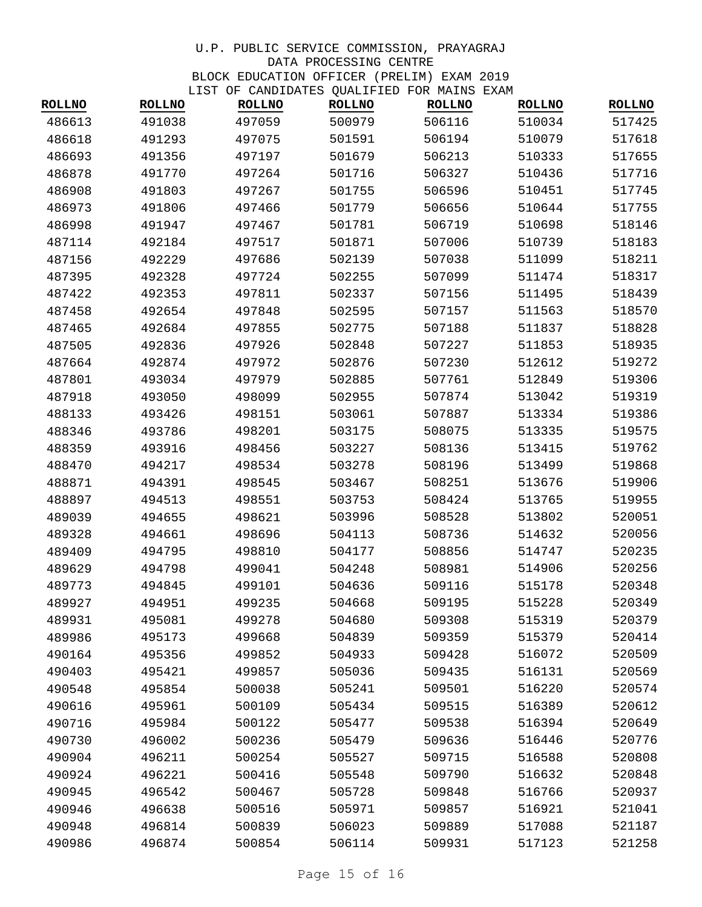U.P. PUBLIC SERVICE COMMISSION, PRAYAGRAJ
DATA PROCESSING CENTRE
BLOCK EDUCATION OFFICER (PRELIM) EXAM 2019
LIST OF CANDIDATES QUALIFIED FOR MAINS EXAM

| ROLLNO | ROLLNO | ROLLNO | ROLLNO | ROLLNO | ROLLNO | ROLLNO |
|---|---|---|---|---|---|---|
| 486613 | 491038 | 497059 | 500979 | 506116 | 510034 | 517425 |
| 486618 | 491293 | 497075 | 501591 | 506194 | 510079 | 517618 |
| 486693 | 491356 | 497197 | 501679 | 506213 | 510333 | 517655 |
| 486878 | 491770 | 497264 | 501716 | 506327 | 510436 | 517716 |
| 486908 | 491803 | 497267 | 501755 | 506596 | 510451 | 517745 |
| 486973 | 491806 | 497466 | 501779 | 506656 | 510644 | 517755 |
| 486998 | 491947 | 497467 | 501781 | 506719 | 510698 | 518146 |
| 487114 | 492184 | 497517 | 501871 | 507006 | 510739 | 518183 |
| 487156 | 492229 | 497686 | 502139 | 507038 | 511099 | 518211 |
| 487395 | 492328 | 497724 | 502255 | 507099 | 511474 | 518317 |
| 487422 | 492353 | 497811 | 502337 | 507156 | 511495 | 518439 |
| 487458 | 492654 | 497848 | 502595 | 507157 | 511563 | 518570 |
| 487465 | 492684 | 497855 | 502775 | 507188 | 511837 | 518828 |
| 487505 | 492836 | 497926 | 502848 | 507227 | 511853 | 518935 |
| 487664 | 492874 | 497972 | 502876 | 507230 | 512612 | 519272 |
| 487801 | 493034 | 497979 | 502885 | 507761 | 512849 | 519306 |
| 487918 | 493050 | 498099 | 502955 | 507874 | 513042 | 519319 |
| 488133 | 493426 | 498151 | 503061 | 507887 | 513334 | 519386 |
| 488346 | 493786 | 498201 | 503175 | 508075 | 513335 | 519575 |
| 488359 | 493916 | 498456 | 503227 | 508136 | 513415 | 519762 |
| 488470 | 494217 | 498534 | 503278 | 508196 | 513499 | 519868 |
| 488871 | 494391 | 498545 | 503467 | 508251 | 513676 | 519906 |
| 488897 | 494513 | 498551 | 503753 | 508424 | 513765 | 519955 |
| 489039 | 494655 | 498621 | 503996 | 508528 | 513802 | 520051 |
| 489328 | 494661 | 498696 | 504113 | 508736 | 514632 | 520056 |
| 489409 | 494795 | 498810 | 504177 | 508856 | 514747 | 520235 |
| 489629 | 494798 | 499041 | 504248 | 508981 | 514906 | 520256 |
| 489773 | 494845 | 499101 | 504636 | 509116 | 515178 | 520348 |
| 489927 | 494951 | 499235 | 504668 | 509195 | 515228 | 520349 |
| 489931 | 495081 | 499278 | 504680 | 509308 | 515319 | 520379 |
| 489986 | 495173 | 499668 | 504839 | 509359 | 515379 | 520414 |
| 490164 | 495356 | 499852 | 504933 | 509428 | 516072 | 520509 |
| 490403 | 495421 | 499857 | 505036 | 509435 | 516131 | 520569 |
| 490548 | 495854 | 500038 | 505241 | 509501 | 516220 | 520574 |
| 490616 | 495961 | 500109 | 505434 | 509515 | 516389 | 520612 |
| 490716 | 495984 | 500122 | 505477 | 509538 | 516394 | 520649 |
| 490730 | 496002 | 500236 | 505479 | 509636 | 516446 | 520776 |
| 490904 | 496211 | 500254 | 505527 | 509715 | 516588 | 520808 |
| 490924 | 496221 | 500416 | 505548 | 509790 | 516632 | 520848 |
| 490945 | 496542 | 500467 | 505728 | 509848 | 516766 | 520937 |
| 490946 | 496638 | 500516 | 505971 | 509857 | 516921 | 521041 |
| 490948 | 496814 | 500839 | 506023 | 509889 | 517088 | 521187 |
| 490986 | 496874 | 500854 | 506114 | 509931 | 517123 | 521258 |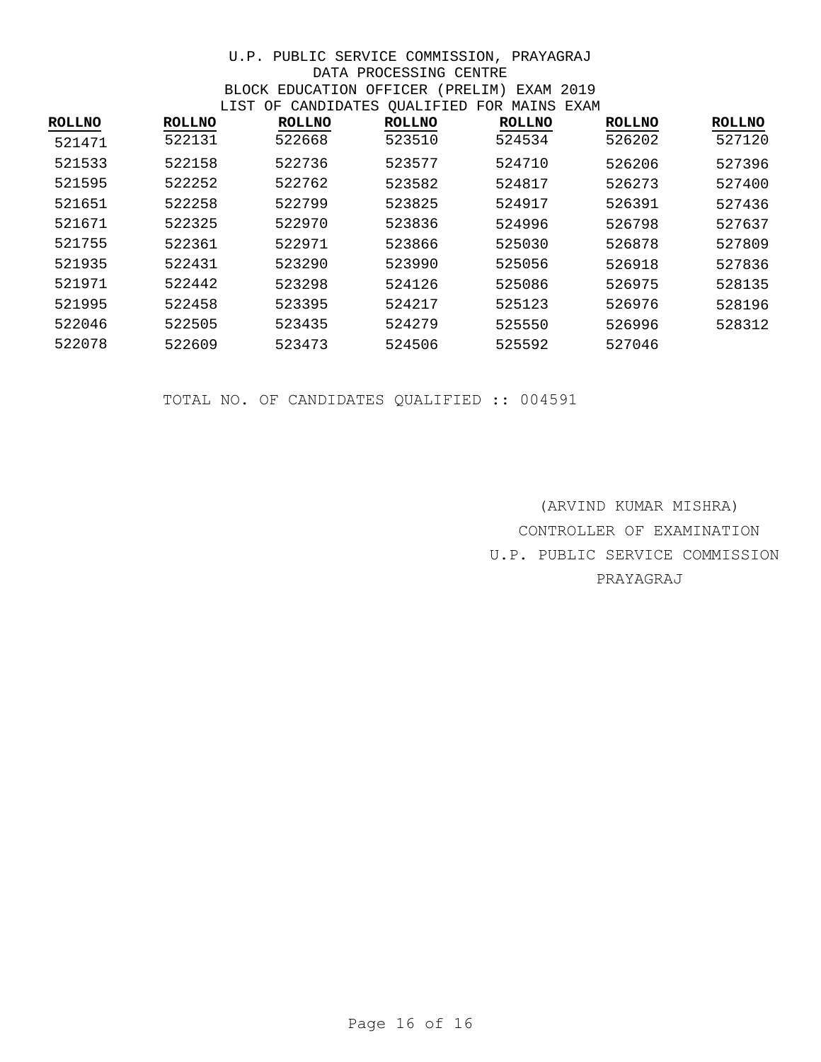U.P. PUBLIC SERVICE COMMISSION, PRAYAGRAJ

DATA PROCESSING CENTRE

BLOCK EDUCATION OFFICER (PRELIM) EXAM 2019

LIST OF CANDIDATES QUALIFIED FOR MAINS EXAM

| ROLLNO | ROLLNO | ROLLNO | ROLLNO | ROLLNO | ROLLNO | ROLLNO |
|---|---|---|---|---|---|---|
| 521471 | 522131 | 522668 | 523510 | 524534 | 526202 | 527120 |
| 521533 | 522158 | 522736 | 523577 | 524710 | 526206 | 527396 |
| 521595 | 522252 | 522762 | 523582 | 524817 | 526273 | 527400 |
| 521651 | 522258 | 522799 | 523825 | 524917 | 526391 | 527436 |
| 521671 | 522325 | 522970 | 523836 | 524996 | 526798 | 527637 |
| 521755 | 522361 | 522971 | 523866 | 525030 | 526878 | 527809 |
| 521935 | 522431 | 523290 | 523990 | 525056 | 526918 | 527836 |
| 521971 | 522442 | 523298 | 524126 | 525086 | 526975 | 528135 |
| 521995 | 522458 | 523395 | 524217 | 525123 | 526976 | 528196 |
| 522046 | 522505 | 523435 | 524279 | 525550 | 526996 | 528312 |
| 522078 | 522609 | 523473 | 524506 | 525592 | 527046 | |

TOTAL NO. OF CANDIDATES QUALIFIED :: 004591

(ARVIND KUMAR MISHRA)

CONTROLLER OF EXAMINATION

U.P. PUBLIC SERVICE COMMISSION

PRAYAGRAJ